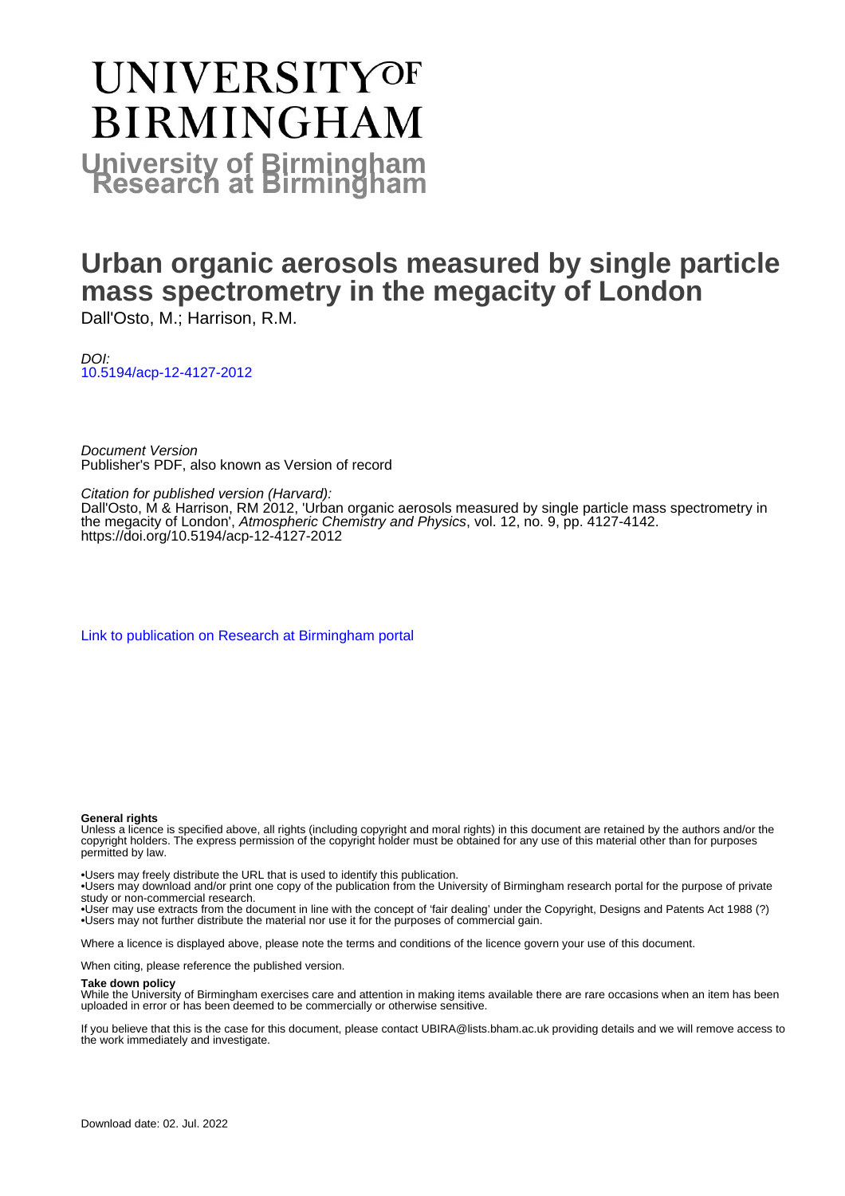# UNIVERSITY OF BIRMINGHAM

## University of Birmingham Research at Birmingham

# Urban organic aerosols measured by single particle mass spectrometry in the megacity of London

Dall'Osto, M.; Harrison, R.M.

*DOI:*
10.5194/acp-12-4127-2012

*Document Version*
Publisher's PDF, also known as Version of record

*Citation for published version (Harvard):*
Dall'Osto, M & Harrison, RM 2012, 'Urban organic aerosols measured by single particle mass spectrometry in the megacity of London', *Atmospheric Chemistry and Physics*, vol. 12, no. 9, pp. 4127-4142. https://doi.org/10.5194/acp-12-4127-2012

Link to publication on Research at Birmingham portal

**General rights**

Unless a licence is specified above, all rights (including copyright and moral rights) in this document are retained by the authors and/or the copyright holders. The express permission of the copyright holder must be obtained for any use of this material other than for purposes permitted by law.

•Users may freely distribute the URL that is used to identify this publication.
•Users may download and/or print one copy of the publication from the University of Birmingham research portal for the purpose of private study or non-commercial research.
•User may use extracts from the document in line with the concept of 'fair dealing' under the Copyright, Designs and Patents Act 1988 (?)
•Users may not further distribute the material nor use it for the purposes of commercial gain.

Where a licence is displayed above, please note the terms and conditions of the licence govern your use of this document.

When citing, please reference the published version.

**Take down policy**

While the University of Birmingham exercises care and attention in making items available there are rare occasions when an item has been uploaded in error or has been deemed to be commercially or otherwise sensitive.

If you believe that this is the case for this document, please contact UBIRA@lists.bham.ac.uk providing details and we will remove access to the work immediately and investigate.

Download date: 02. Jul. 2022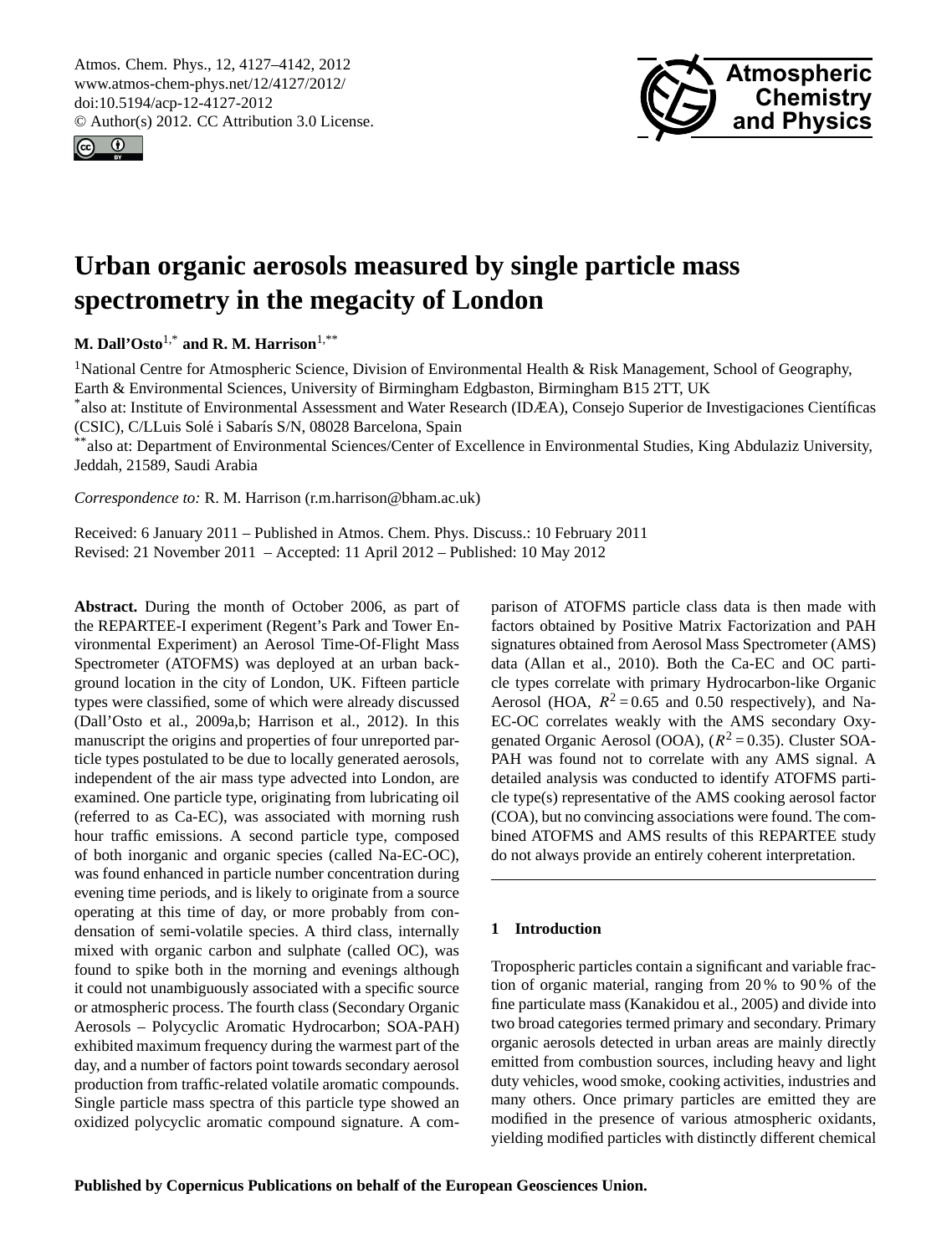# Urban organic aerosols measured by single particle mass spectrometry in the megacity of London

**M. Dall'Osto**[1,*] **and R. M. Harrison**[1,**]

[1]National Centre for Atmospheric Science, Division of Environmental Health & Risk Management, School of Geography, Earth & Environmental Sciences, University of Birmingham Edgbaston, Birmingham B15 2TT, UK

[*]also at: Institute of Environmental Assessment and Water Research (IDÆA), Consejo Superior de Investigaciones Científicas (CSIC), C/LLuis Solé i Sabarís S/N, 08028 Barcelona, Spain

[**]also at: Department of Environmental Sciences/Center of Excellence in Environmental Studies, King Abdulaziz University, Jeddah, 21589, Saudi Arabia

*Correspondence to:* R. M. Harrison (r.m.harrison@bham.ac.uk)

Received: 6 January 2011 – Published in Atmos. Chem. Phys. Discuss.: 10 February 2011
Revised: 21 November 2011 – Accepted: 11 April 2012 – Published: 10 May 2012

**Abstract.** During the month of October 2006, as part of the REPARTEE-I experiment (Regent's Park and Tower Environmental Experiment) an Aerosol Time-Of-Flight Mass Spectrometer (ATOFMS) was deployed at an urban background location in the city of London, UK. Fifteen particle types were classified, some of which were already discussed (Dall'Osto et al., 2009a,b; Harrison et al., 2012). In this manuscript the origins and properties of four unreported particle types postulated to be due to locally generated aerosols, independent of the air mass type advected into London, are examined. One particle type, originating from lubricating oil (referred to as Ca-EC), was associated with morning rush hour traffic emissions. A second particle type, composed of both inorganic and organic species (called Na-EC-OC), was found enhanced in particle number concentration during evening time periods, and is likely to originate from a source operating at this time of day, or more probably from condensation of semi-volatile species. A third class, internally mixed with organic carbon and sulphate (called OC), was found to spike both in the morning and evenings although it could not unambiguously associated with a specific source or atmospheric process. The fourth class (Secondary Organic Aerosols – Polycyclic Aromatic Hydrocarbon; SOA-PAH) exhibited maximum frequency during the warmest part of the day, and a number of factors point towards secondary aerosol production from traffic-related volatile aromatic compounds. Single particle mass spectra of this particle type showed an oxidized polycyclic aromatic compound signature. A comparison of ATOFMS particle class data is then made with factors obtained by Positive Matrix Factorization and PAH signatures obtained from Aerosol Mass Spectrometer (AMS) data (Allan et al., 2010). Both the Ca-EC and OC particle types correlate with primary Hydrocarbon-like Organic Aerosol (HOA, $R^2 = 0.65$ and 0.50 respectively), and Na-EC-OC correlates weakly with the AMS secondary Oxygenated Organic Aerosol (OOA), ($R^2 = 0.35$). Cluster SOA-PAH was found not to correlate with any AMS signal. A detailed analysis was conducted to identify ATOFMS particle type(s) representative of the AMS cooking aerosol factor (COA), but no convincing associations were found. The combined ATOFMS and AMS results of this REPARTEE study do not always provide an entirely coherent interpretation.

## 1 Introduction

Tropospheric particles contain a significant and variable fraction of organic material, ranging from 20 % to 90 % of the fine particulate mass (Kanakidou et al., 2005) and divide into two broad categories termed primary and secondary. Primary organic aerosols detected in urban areas are mainly directly emitted from combustion sources, including heavy and light duty vehicles, wood smoke, cooking activities, industries and many others. Once primary particles are emitted they are modified in the presence of various atmospheric oxidants, yielding modified particles with distinctly different chemical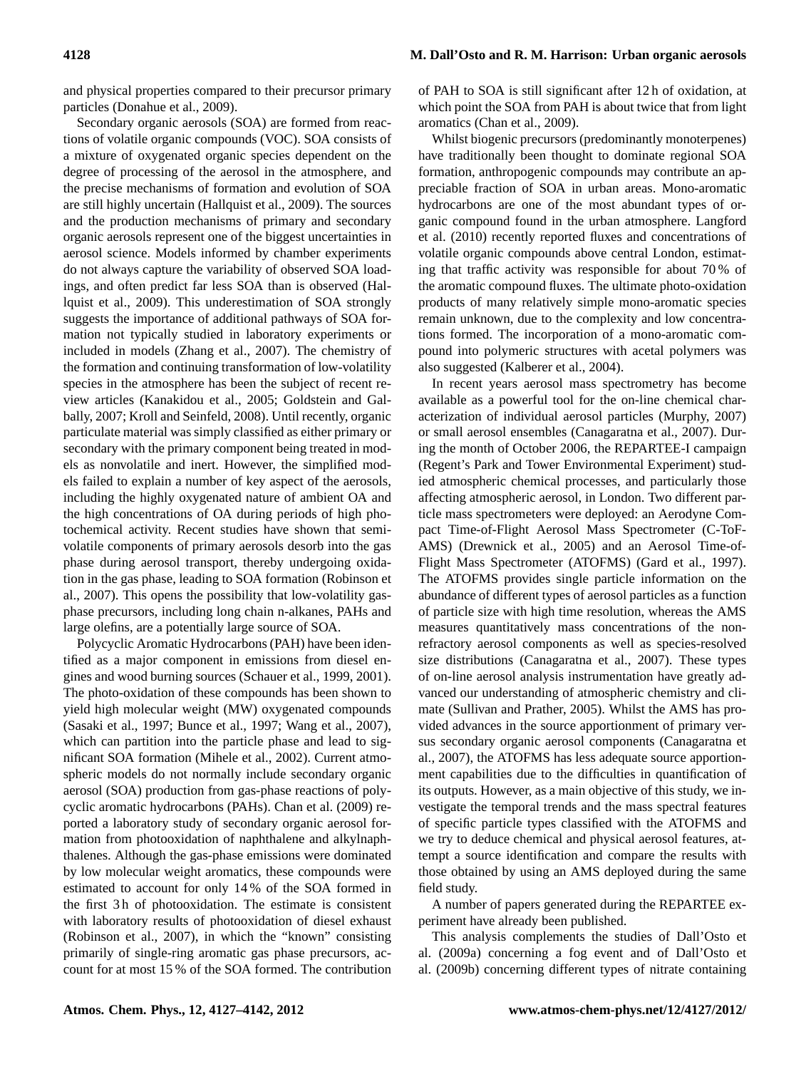and physical properties compared to their precursor primary particles (Donahue et al., 2009).

Secondary organic aerosols (SOA) are formed from reactions of volatile organic compounds (VOC). SOA consists of a mixture of oxygenated organic species dependent on the degree of processing of the aerosol in the atmosphere, and the precise mechanisms of formation and evolution of SOA are still highly uncertain (Hallquist et al., 2009). The sources and the production mechanisms of primary and secondary organic aerosols represent one of the biggest uncertainties in aerosol science. Models informed by chamber experiments do not always capture the variability of observed SOA loadings, and often predict far less SOA than is observed (Hallquist et al., 2009). This underestimation of SOA strongly suggests the importance of additional pathways of SOA formation not typically studied in laboratory experiments or included in models (Zhang et al., 2007). The chemistry of the formation and continuing transformation of low-volatility species in the atmosphere has been the subject of recent review articles (Kanakidou et al., 2005; Goldstein and Galbally, 2007; Kroll and Seinfeld, 2008). Until recently, organic particulate material was simply classified as either primary or secondary with the primary component being treated in models as nonvolatile and inert. However, the simplified models failed to explain a number of key aspect of the aerosols, including the highly oxygenated nature of ambient OA and the high concentrations of OA during periods of high photochemical activity. Recent studies have shown that semi-volatile components of primary aerosols desorb into the gas phase during aerosol transport, thereby undergoing oxidation in the gas phase, leading to SOA formation (Robinson et al., 2007). This opens the possibility that low-volatility gas-phase precursors, including long chain n-alkanes, PAHs and large olefins, are a potentially large source of SOA.

Polycyclic Aromatic Hydrocarbons (PAH) have been identified as a major component in emissions from diesel engines and wood burning sources (Schauer et al., 1999, 2001). The photo-oxidation of these compounds has been shown to yield high molecular weight (MW) oxygenated compounds (Sasaki et al., 1997; Bunce et al., 1997; Wang et al., 2007), which can partition into the particle phase and lead to significant SOA formation (Mihele et al., 2002). Current atmospheric models do not normally include secondary organic aerosol (SOA) production from gas-phase reactions of polycyclic aromatic hydrocarbons (PAHs). Chan et al. (2009) reported a laboratory study of secondary organic aerosol formation from photooxidation of naphthalene and alkylnaphthalenes. Although the gas-phase emissions were dominated by low molecular weight aromatics, these compounds were estimated to account for only 14 % of the SOA formed in the first 3 h of photooxidation. The estimate is consistent with laboratory results of photooxidation of diesel exhaust (Robinson et al., 2007), in which the "known" consisting primarily of single-ring aromatic gas phase precursors, account for at most 15 % of the SOA formed. The contribution of PAH to SOA is still significant after 12 h of oxidation, at which point the SOA from PAH is about twice that from light aromatics (Chan et al., 2009).

Whilst biogenic precursors (predominantly monoterpenes) have traditionally been thought to dominate regional SOA formation, anthropogenic compounds may contribute an appreciable fraction of SOA in urban areas. Mono-aromatic hydrocarbons are one of the most abundant types of organic compound found in the urban atmosphere. Langford et al. (2010) recently reported fluxes and concentrations of volatile organic compounds above central London, estimating that traffic activity was responsible for about 70 % of the aromatic compound fluxes. The ultimate photo-oxidation products of many relatively simple mono-aromatic species remain unknown, due to the complexity and low concentrations formed. The incorporation of a mono-aromatic compound into polymeric structures with acetal polymers was also suggested (Kalberer et al., 2004).

In recent years aerosol mass spectrometry has become available as a powerful tool for the on-line chemical characterization of individual aerosol particles (Murphy, 2007) or small aerosol ensembles (Canagaratna et al., 2007). During the month of October 2006, the REPARTEE-I campaign (Regent's Park and Tower Environmental Experiment) studied atmospheric chemical processes, and particularly those affecting atmospheric aerosol, in London. Two different particle mass spectrometers were deployed: an Aerodyne Compact Time-of-Flight Aerosol Mass Spectrometer (C-ToF-AMS) (Drewnick et al., 2005) and an Aerosol Time-of-Flight Mass Spectrometer (ATOFMS) (Gard et al., 1997). The ATOFMS provides single particle information on the abundance of different types of aerosol particles as a function of particle size with high time resolution, whereas the AMS measures quantitatively mass concentrations of the non-refractory aerosol components as well as species-resolved size distributions (Canagaratna et al., 2007). These types of on-line aerosol analysis instrumentation have greatly advanced our understanding of atmospheric chemistry and climate (Sullivan and Prather, 2005). Whilst the AMS has provided advances in the source apportionment of primary versus secondary organic aerosol components (Canagaratna et al., 2007), the ATOFMS has less adequate source apportionment capabilities due to the difficulties in quantification of its outputs. However, as a main objective of this study, we investigate the temporal trends and the mass spectral features of specific particle types classified with the ATOFMS and we try to deduce chemical and physical aerosol features, attempt a source identification and compare the results with those obtained by using an AMS deployed during the same field study.

A number of papers generated during the REPARTEE experiment have already been published.

This analysis complements the studies of Dall'Osto et al. (2009a) concerning a fog event and of Dall'Osto et al. (2009b) concerning different types of nitrate containing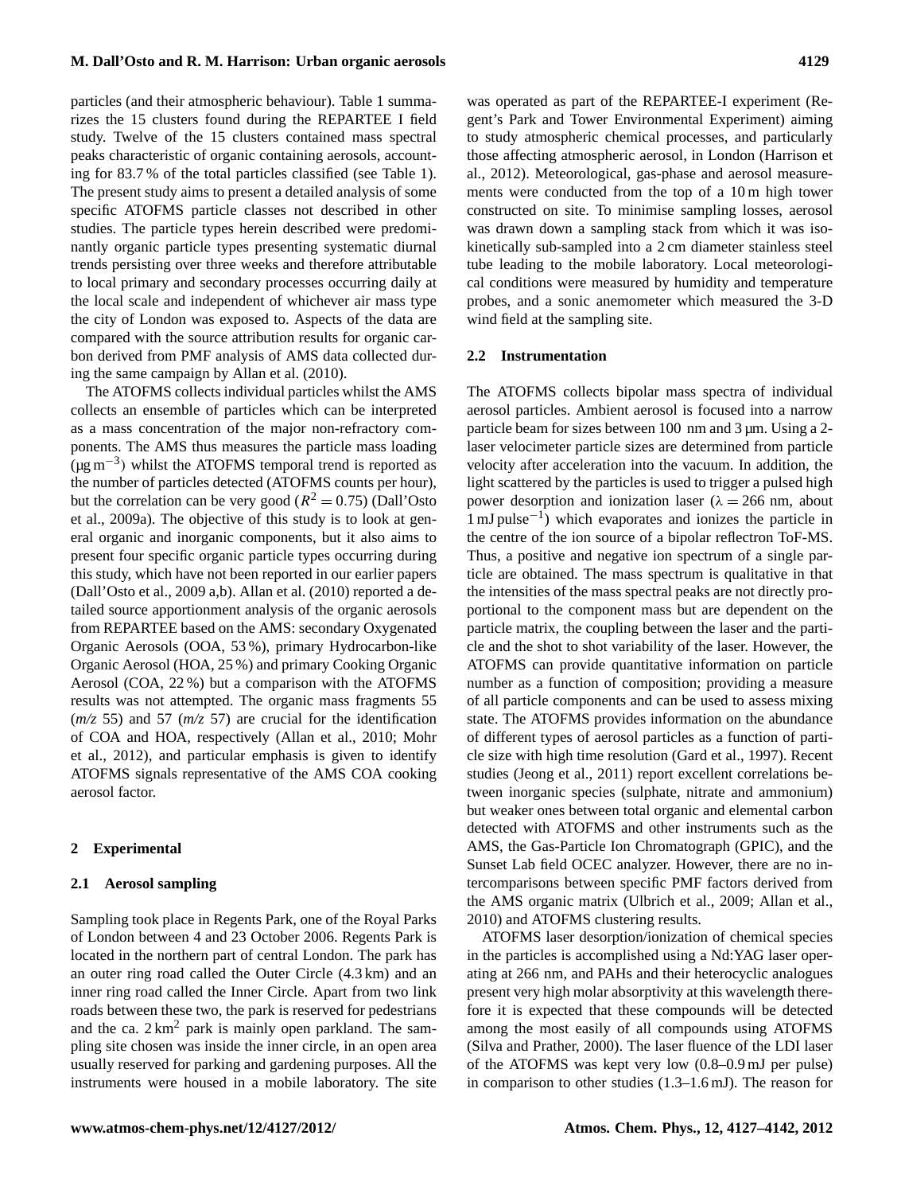particles (and their atmospheric behaviour). Table 1 summarizes the 15 clusters found during the REPARTEE I field study. Twelve of the 15 clusters contained mass spectral peaks characteristic of organic containing aerosols, accounting for 83.7 % of the total particles classified (see Table 1). The present study aims to present a detailed analysis of some specific ATOFMS particle classes not described in other studies. The particle types herein described were predominantly organic particle types presenting systematic diurnal trends persisting over three weeks and therefore attributable to local primary and secondary processes occurring daily at the local scale and independent of whichever air mass type the city of London was exposed to. Aspects of the data are compared with the source attribution results for organic carbon derived from PMF analysis of AMS data collected during the same campaign by Allan et al. (2010).

The ATOFMS collects individual particles whilst the AMS collects an ensemble of particles which can be interpreted as a mass concentration of the major non-refractory components. The AMS thus measures the particle mass loading ($\mu g\, m^{-3}$) whilst the ATOFMS temporal trend is reported as the number of particles detected (ATOFMS counts per hour), but the correlation can be very good ($R^2 = 0.75$) (Dall'Osto et al., 2009a). The objective of this study is to look at general organic and inorganic components, but it also aims to present four specific organic particle types occurring during this study, which have not been reported in our earlier papers (Dall'Osto et al., 2009 a,b). Allan et al. (2010) reported a detailed source apportionment analysis of the organic aerosols from REPARTEE based on the AMS: secondary Oxygenated Organic Aerosols (OOA, 53 %), primary Hydrocarbon-like Organic Aerosol (HOA, 25 %) and primary Cooking Organic Aerosol (COA, 22 %) but a comparison with the ATOFMS results was not attempted. The organic mass fragments 55 (*m/z* 55) and 57 (*m/z* 57) are crucial for the identification of COA and HOA, respectively (Allan et al., 2010; Mohr et al., 2012), and particular emphasis is given to identify ATOFMS signals representative of the AMS COA cooking aerosol factor.

## 2 Experimental

### 2.1 Aerosol sampling

Sampling took place in Regents Park, one of the Royal Parks of London between 4 and 23 October 2006. Regents Park is located in the northern part of central London. The park has an outer ring road called the Outer Circle (4.3 km) and an inner ring road called the Inner Circle. Apart from two link roads between these two, the park is reserved for pedestrians and the ca. 2 $km^2$ park is mainly open parkland. The sampling site chosen was inside the inner circle, in an open area usually reserved for parking and gardening purposes. All the instruments were housed in a mobile laboratory. The site was operated as part of the REPARTEE-I experiment (Regent's Park and Tower Environmental Experiment) aiming to study atmospheric chemical processes, and particularly those affecting atmospheric aerosol, in London (Harrison et al., 2012). Meteorological, gas-phase and aerosol measurements were conducted from the top of a 10 m high tower constructed on site. To minimise sampling losses, aerosol was drawn down a sampling stack from which it was isokinetically sub-sampled into a 2 cm diameter stainless steel tube leading to the mobile laboratory. Local meteorological conditions were measured by humidity and temperature probes, and a sonic anemometer which measured the 3-D wind field at the sampling site.

### 2.2 Instrumentation

The ATOFMS collects bipolar mass spectra of individual aerosol particles. Ambient aerosol is focused into a narrow particle beam for sizes between 100 nm and 3 µm. Using a 2-laser velocimeter particle sizes are determined from particle velocity after acceleration into the vacuum. In addition, the light scattered by the particles is used to trigger a pulsed high power desorption and ionization laser ($\lambda = 266$ nm, about 1 mJ $pulse^{-1}$) which evaporates and ionizes the particle in the centre of the ion source of a bipolar reflectron ToF-MS. Thus, a positive and negative ion spectrum of a single particle are obtained. The mass spectrum is qualitative in that the intensities of the mass spectral peaks are not directly proportional to the component mass but are dependent on the particle matrix, the coupling between the laser and the particle and the shot to shot variability of the laser. However, the ATOFMS can provide quantitative information on particle number as a function of composition; providing a measure of all particle components and can be used to assess mixing state. The ATOFMS provides information on the abundance of different types of aerosol particles as a function of particle size with high time resolution (Gard et al., 1997). Recent studies (Jeong et al., 2011) report excellent correlations between inorganic species (sulphate, nitrate and ammonium) but weaker ones between total organic and elemental carbon detected with ATOFMS and other instruments such as the AMS, the Gas-Particle Ion Chromatograph (GPIC), and the Sunset Lab field OCEC analyzer. However, there are no intercomparisons between specific PMF factors derived from the AMS organic matrix (Ulbrich et al., 2009; Allan et al., 2010) and ATOFMS clustering results.

ATOFMS laser desorption/ionization of chemical species in the particles is accomplished using a Nd:YAG laser operating at 266 nm, and PAHs and their heterocyclic analogues present very high molar absorptivity at this wavelength therefore it is expected that these compounds will be detected among the most easily of all compounds using ATOFMS (Silva and Prather, 2000). The laser fluence of the LDI laser of the ATOFMS was kept very low (0.8–0.9 mJ per pulse) in comparison to other studies (1.3–1.6 mJ). The reason for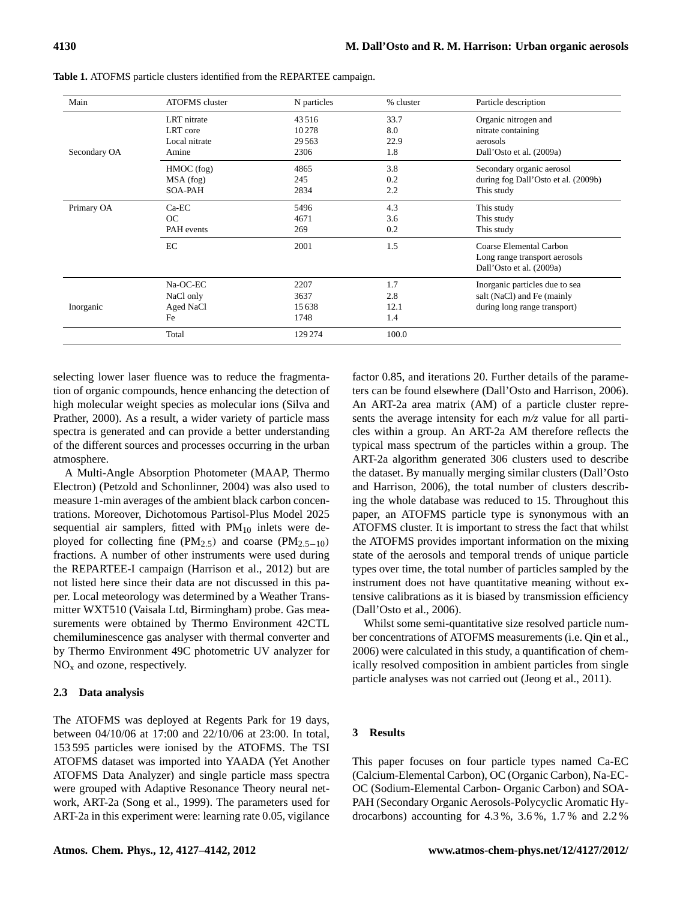**Table 1.** ATOFMS particle clusters identified from the REPARTEE campaign.

| Main | ATOFMS cluster | N particles | % cluster | Particle description |
|---|---|---|---|---|
| Secondary OA | LRT nitrate | 43 516 | 33.7 | Organic nitrogen and |
| | LRT core | 10 278 | 8.0 | nitrate containing |
| | Local nitrate | 29 563 | 22.9 | aerosols |
| | Amine | 2306 | 1.8 | Dall'Osto et al. (2009a) |
| | HMOC (fog) | 4865 | 3.8 | Secondary organic aerosol |
| | MSA (fog) | 245 | 0.2 | during fog Dall'Osto et al. (2009b) |
| | SOA-PAH | 2834 | 2.2 | This study |
| Primary OA | Ca-EC | 5496 | 4.3 | This study |
| | OC | 4671 | 3.6 | This study |
| | PAH events | 269 | 0.2 | This study |
| | EC | 2001 | 1.5 | Coarse Elemental Carbon Long range transport aerosols Dall'Osto et al. (2009a) |
| Inorganic | Na-OC-EC | 2207 | 1.7 | Inorganic particles due to sea |
| | NaCl only | 3637 | 2.8 | salt (NaCl) and Fe (mainly |
| | Aged NaCl | 15 638 | 12.1 | during long range transport) |
| | Fe | 1748 | 1.4 | |
| | Total | 129 274 | 100.0 | |

selecting lower laser fluence was to reduce the fragmentation of organic compounds, hence enhancing the detection of high molecular weight species as molecular ions (Silva and Prather, 2000). As a result, a wider variety of particle mass spectra is generated and can provide a better understanding of the different sources and processes occurring in the urban atmosphere.

A Multi-Angle Absorption Photometer (MAAP, Thermo Electron) (Petzold and Schonlinner, 2004) was also used to measure 1-min averages of the ambient black carbon concentrations. Moreover, Dichotomous Partisol-Plus Model 2025 sequential air samplers, fitted with $PM_{10}$ inlets were deployed for collecting fine ($PM_{2.5}$) and coarse ($PM_{2.5-10}$) fractions. A number of other instruments were used during the REPARTEE-I campaign (Harrison et al., 2012) but are not listed here since their data are not discussed in this paper. Local meteorology was determined by a Weather Transmitter WXT510 (Vaisala Ltd, Birmingham) probe. Gas measurements were obtained by Thermo Environment 42CTL chemiluminescence gas analyser with thermal converter and by Thermo Environment 49C photometric UV analyzer for $NO_x$ and ozone, respectively.

### 2.3 Data analysis

The ATOFMS was deployed at Regents Park for 19 days, between 04/10/06 at 17:00 and 22/10/06 at 23:00. In total, 153 595 particles were ionised by the ATOFMS. The TSI ATOFMS dataset was imported into YAADA (Yet Another ATOFMS Data Analyzer) and single particle mass spectra were grouped with Adaptive Resonance Theory neural network, ART-2a (Song et al., 1999). The parameters used for ART-2a in this experiment were: learning rate 0.05, vigilance factor 0.85, and iterations 20. Further details of the parameters can be found elsewhere (Dall'Osto and Harrison, 2006). An ART-2a area matrix (AM) of a particle cluster represents the average intensity for each *m/z* value for all particles within a group. An ART-2a AM therefore reflects the typical mass spectrum of the particles within a group. The ART-2a algorithm generated 306 clusters used to describe the dataset. By manually merging similar clusters (Dall'Osto and Harrison, 2006), the total number of clusters describing the whole database was reduced to 15. Throughout this paper, an ATOFMS particle type is synonymous with an ATOFMS cluster. It is important to stress the fact that whilst the ATOFMS provides important information on the mixing state of the aerosols and temporal trends of unique particle types over time, the total number of particles sampled by the instrument does not have quantitative meaning without extensive calibrations as it is biased by transmission efficiency (Dall'Osto et al., 2006).

Whilst some semi-quantitative size resolved particle number concentrations of ATOFMS measurements (i.e. Qin et al., 2006) were calculated in this study, a quantification of chemically resolved composition in ambient particles from single particle analyses was not carried out (Jeong et al., 2011).

## 3 Results

This paper focuses on four particle types named Ca-EC (Calcium-Elemental Carbon), OC (Organic Carbon), Na-EC-OC (Sodium-Elemental Carbon- Organic Carbon) and SOA-PAH (Secondary Organic Aerosols-Polycyclic Aromatic Hydrocarbons) accounting for 4.3 %, 3.6 %, 1.7 % and 2.2 %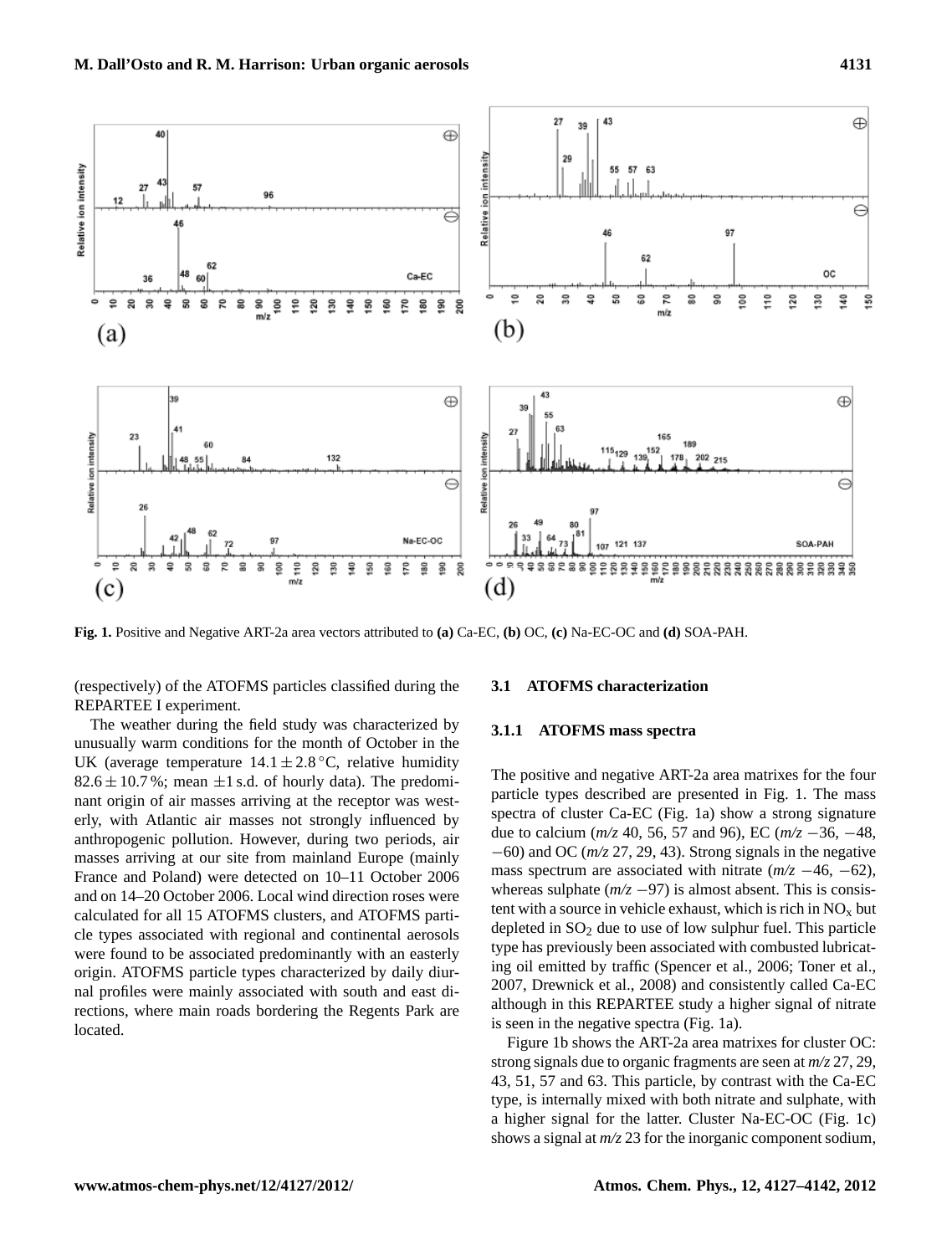Fig. 1. Positive and Negative ART-2a area vectors attributed to **(a)** Ca-EC, **(b)** OC, **(c)** Na-EC-OC and **(d)** SOA-PAH.

(respectively) of the ATOFMS particles classified during the REPARTEE I experiment.

The weather during the field study was characterized by unusually warm conditions for the month of October in the UK (average temperature $14.1 \pm 2.8\,^{\circ}$C, relative humidity $82.6 \pm 10.7\,\%$; mean $\pm 1$ s.d. of hourly data). The predominant origin of air masses arriving at the receptor was westerly, with Atlantic air masses not strongly influenced by anthropogenic pollution. However, during two periods, air masses arriving at our site from mainland Europe (mainly France and Poland) were detected on 10–11 October 2006 and on 14–20 October 2006. Local wind direction roses were calculated for all 15 ATOFMS clusters, and ATOFMS particle types associated with regional and continental aerosols were found to be associated predominantly with an easterly origin. ATOFMS particle types characterized by daily diurnal profiles were mainly associated with south and east directions, where main roads bordering the Regents Park are located.

### 3.1 ATOFMS characterization

#### 3.1.1 ATOFMS mass spectra

The positive and negative ART-2a area matrixes for the four particle types described are presented in Fig. 1. The mass spectra of cluster Ca-EC (Fig. 1a) show a strong signature due to calcium (*m/z* 40, 56, 57 and 96), EC (*m/z* −36, −48, −60) and OC (*m/z* 27, 29, 43). Strong signals in the negative mass spectrum are associated with nitrate (*m/z* −46, −62), whereas sulphate (*m/z* −97) is almost absent. This is consistent with a source in vehicle exhaust, which is rich in $NO_x$ but depleted in $SO_2$ due to use of low sulphur fuel. This particle type has previously been associated with combusted lubricating oil emitted by traffic (Spencer et al., 2006; Toner et al., 2007, Drewnick et al., 2008) and consistently called Ca-EC although in this REPARTEE study a higher signal of nitrate is seen in the negative spectra (Fig. 1a).

Figure 1b shows the ART-2a area matrixes for cluster OC: strong signals due to organic fragments are seen at *m/z* 27, 29, 43, 51, 57 and 63. This particle, by contrast with the Ca-EC type, is internally mixed with both nitrate and sulphate, with a higher signal for the latter. Cluster Na-EC-OC (Fig. 1c) shows a signal at *m/z* 23 for the inorganic component sodium,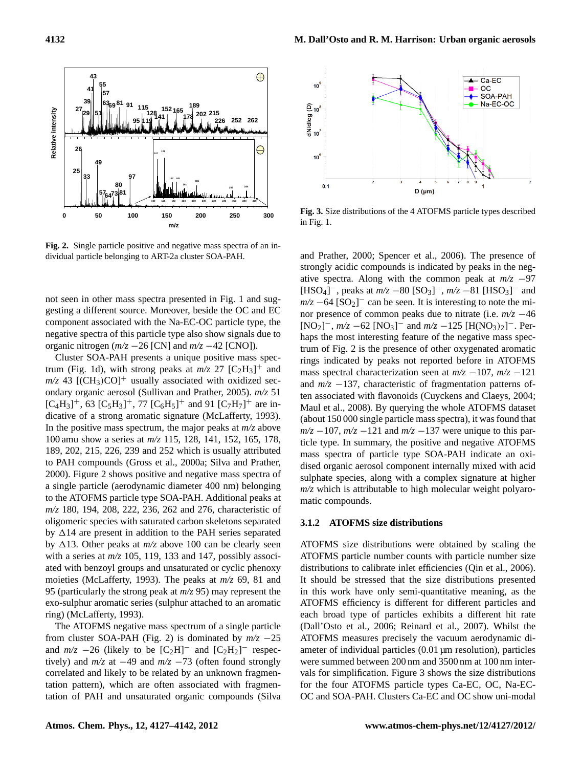Fig. 2. Single particle positive and negative mass spectra of an individual particle belonging to ART-2a cluster SOA-PAH.

not seen in other mass spectra presented in Fig. 1 and suggesting a different source. Moreover, beside the OC and EC component associated with the Na-EC-OC particle type, the negative spectra of this particle type also show signals due to organic nitrogen (*m/z* −26 [CN] and *m/z* −42 [CNO]).

Cluster SOA-PAH presents a unique positive mass spectrum (Fig. 1d), with strong peaks at *m/z* 27 $[C_2H_3]^+$ and *m/z* 43 $[(CH_3)CO]^+$ usually associated with oxidized secondary organic aerosol (Sullivan and Prather, 2005). *m/z* 51 $[C_4H_3]^+$, 63 $[C_5H_3]^+$, 77 $[C_6H_5]^+$ and 91 $[C_7H_7]^+$ are indicative of a strong aromatic signature (McLafferty, 1993). In the positive mass spectrum, the major peaks at *m/z* above 100 amu show a series at *m/z* 115, 128, 141, 152, 165, 178, 189, 202, 215, 226, 239 and 252 which is usually attributed to PAH compounds (Gross et al., 2000a; Silva and Prather, 2000). Figure 2 shows positive and negative mass spectra of a single particle (aerodynamic diameter 400 nm) belonging to the ATOFMS particle type SOA-PAH. Additional peaks at *m/z* 180, 194, 208, 222, 236, 262 and 276, characteristic of oligomeric species with saturated carbon skeletons separated by Δ14 are present in addition to the PAH series separated by Δ13. Other peaks at *m/z* above 100 can be clearly seen with a series at *m/z* 105, 119, 133 and 147, possibly associated with benzoyl groups and unsaturated or cyclic phenoxy moieties (McLafferty, 1993). The peaks at *m/z* 69, 81 and 95 (particularly the strong peak at *m/z* 95) may represent the exo-sulphur aromatic series (sulphur attached to an aromatic ring) (McLafferty, 1993).

The ATOFMS negative mass spectrum of a single particle from cluster SOA-PAH (Fig. 2) is dominated by *m/z* −25 and *m/z* −26 (likely to be $[C_2H]^-$ and $[C_2H_2]^-$ respectively) and *m/z* at −49 and *m/z* −73 (often found strongly correlated and likely to be related by an unknown fragmentation pattern), which are often associated with fragmentation of PAH and unsaturated organic compounds (Silva and Prather, 2000; Spencer et al., 2006). The presence of strongly acidic compounds is indicated by peaks in the negative spectra. Along with the common peak at *m/z* −97 $[HSO_4]^-$, peaks at *m/z* −80 $[SO_3]^-$, *m/z* −81 $[HSO_3]^-$ and *m/z* −64 $[SO_2]^-$ can be seen. It is interesting to note the minor presence of common peaks due to nitrate (i.e. *m/z* −46 $[NO_2]^-$, *m/z* −62 $[NO_3]^-$ and *m/z* −125 $[H(NO_3)_2]^-$. Perhaps the most interesting feature of the negative mass spectrum of Fig. 2 is the presence of other oxygenated aromatic rings indicated by peaks not reported before in ATOFMS mass spectral characterization seen at *m/z* −107, *m/z* −121 and *m/z* −137, characteristic of fragmentation patterns often associated with flavonoids (Cuyckens and Claeys, 2004; Maul et al., 2008). By querying the whole ATOFMS dataset (about 150 000 single particle mass spectra), it was found that *m/z* −107, *m/z* −121 and *m/z* −137 were unique to this particle type. In summary, the positive and negative ATOFMS mass spectra of particle type SOA-PAH indicate an oxidised organic aerosol component internally mixed with acid sulphate species, along with a complex signature at higher *m/z* which is attributable to high molecular weight polyaromatic compounds.

Fig. 3. Size distributions of the 4 ATOFMS particle types described in Fig. 1.

#### 3.1.2 ATOFMS size distributions

ATOFMS size distributions were obtained by scaling the ATOFMS particle number counts with particle number size distributions to calibrate inlet efficiencies (Qin et al., 2006). It should be stressed that the size distributions presented in this work have only semi-quantitative meaning, as the ATOFMS efficiency is different for different particles and each broad type of particles exhibits a different hit rate (Dall'Osto et al., 2006; Reinard et al., 2007). Whilst the ATOFMS measures precisely the vacuum aerodynamic diameter of individual particles (0.01 µm resolution), particles were summed between 200 nm and 3500 nm at 100 nm intervals for simplification. Figure 3 shows the size distributions for the four ATOFMS particle types Ca-EC, OC, Na-EC-OC and SOA-PAH. Clusters Ca-EC and OC show uni-modal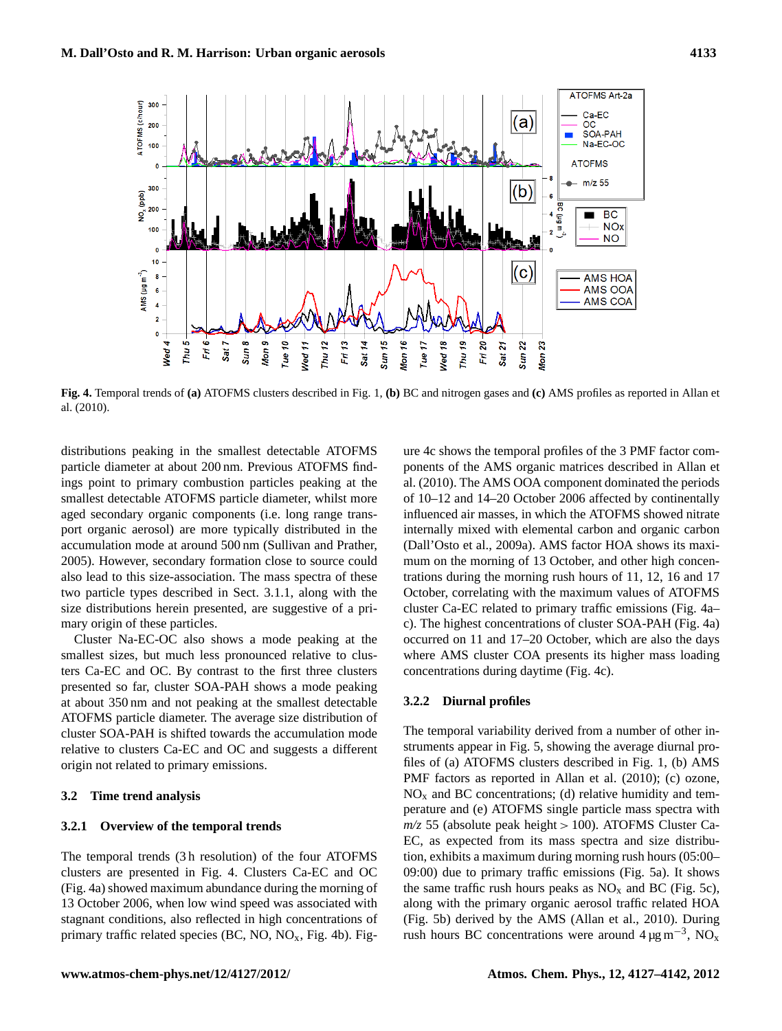**Fig. 4.** Temporal trends of **(a)** ATOFMS clusters described in Fig. 1, **(b)** BC and nitrogen gases and **(c)** AMS profiles as reported in Allan et al. (2010).

distributions peaking in the smallest detectable ATOFMS particle diameter at about 200 nm. Previous ATOFMS findings point to primary combustion particles peaking at the smallest detectable ATOFMS particle diameter, whilst more aged secondary organic components (i.e. long range transport organic aerosol) are more typically distributed in the accumulation mode at around 500 nm (Sullivan and Prather, 2005). However, secondary formation close to source could also lead to this size-association. The mass spectra of these two particle types described in Sect. 3.1.1, along with the size distributions herein presented, are suggestive of a primary origin of these particles.

Cluster Na-EC-OC also shows a mode peaking at the smallest sizes, but much less pronounced relative to clusters Ca-EC and OC. By contrast to the first three clusters presented so far, cluster SOA-PAH shows a mode peaking at about 350 nm and not peaking at the smallest detectable ATOFMS particle diameter. The average size distribution of cluster SOA-PAH is shifted towards the accumulation mode relative to clusters Ca-EC and OC and suggests a different origin not related to primary emissions.

## 3.2 Time trend analysis

### 3.2.1 Overview of the temporal trends

The temporal trends (3 h resolution) of the four ATOFMS clusters are presented in Fig. 4. Clusters Ca-EC and OC (Fig. 4a) showed maximum abundance during the morning of 13 October 2006, when low wind speed was associated with stagnant conditions, also reflected in high concentrations of primary traffic related species (BC, NO, $NO_x$, Fig. 4b). Figure 4c shows the temporal profiles of the 3 PMF factor components of the AMS organic matrices described in Allan et al. (2010). The AMS OOA component dominated the periods of 10–12 and 14–20 October 2006 affected by continentally influenced air masses, in which the ATOFMS showed nitrate internally mixed with elemental carbon and organic carbon (Dall'Osto et al., 2009a). AMS factor HOA shows its maximum on the morning of 13 October, and other high concentrations during the morning rush hours of 11, 12, 16 and 17 October, correlating with the maximum values of ATOFMS cluster Ca-EC related to primary traffic emissions (Fig. 4a–c). The highest concentrations of cluster SOA-PAH (Fig. 4a) occurred on 11 and 17–20 October, which are also the days where AMS cluster COA presents its higher mass loading concentrations during daytime (Fig. 4c).

### 3.2.2 Diurnal profiles

The temporal variability derived from a number of other instruments appear in Fig. 5, showing the average diurnal profiles of (a) ATOFMS clusters described in Fig. 1, (b) AMS PMF factors as reported in Allan et al. (2010); (c) ozone, $NO_x$ and BC concentrations; (d) relative humidity and temperature and (e) ATOFMS single particle mass spectra with *m/z* 55 (absolute peak height > 100). ATOFMS Cluster Ca-EC, as expected from its mass spectra and size distribution, exhibits a maximum during morning rush hours (05:00–09:00) due to primary traffic emissions (Fig. 5a). It shows the same traffic rush hours peaks as $NO_x$ and BC (Fig. 5c), along with the primary organic aerosol traffic related HOA (Fig. 5b) derived by the AMS (Allan et al., 2010). During rush hours BC concentrations were around 4 $\mu g\,m^{-3}$, $NO_x$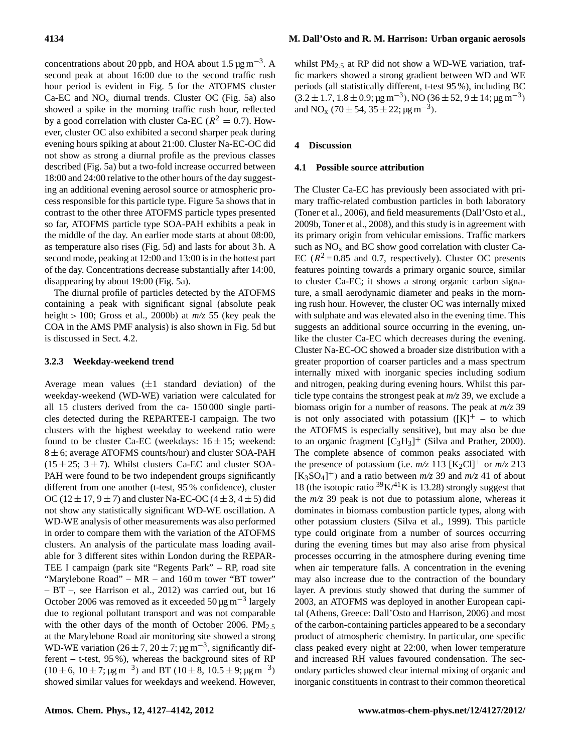concentrations about 20 ppb, and HOA about 1.5 µg m$^{-3}$. A second peak at about 16:00 due to the second traffic rush hour period is evident in Fig. 5 for the ATOFMS cluster Ca-EC and $NO_x$ diurnal trends. Cluster OC (Fig. 5a) also showed a spike in the morning traffic rush hour, reflected by a good correlation with cluster Ca-EC ($R^2 = 0.7$). However, cluster OC also exhibited a second sharper peak during evening hours spiking at about 21:00. Cluster Na-EC-OC did not show as strong a diurnal profile as the previous classes described (Fig. 5a) but a two-fold increase occurred between 18:00 and 24:00 relative to the other hours of the day suggesting an additional evening aerosol source or atmospheric process responsible for this particle type. Figure 5a shows that in contrast to the other three ATOFMS particle types presented so far, ATOFMS particle type SOA-PAH exhibits a peak in the middle of the day. An earlier mode starts at about 08:00, as temperature also rises (Fig. 5d) and lasts for about 3 h. A second mode, peaking at 12:00 and 13:00 is in the hottest part of the day. Concentrations decrease substantially after 14:00, disappearing by about 19:00 (Fig. 5a).

The diurnal profile of particles detected by the ATOFMS containing a peak with significant signal (absolute peak height > 100; Gross et al., 2000b) at *m/z* 55 (key peak the COA in the AMS PMF analysis) is also shown in Fig. 5d but is discussed in Sect. 4.2.

### 3.2.3 Weekday-weekend trend

Average mean values (±1 standard deviation) of the weekday-weekend (WD-WE) variation were calculated for all 15 clusters derived from the ca- 150 000 single particles detected during the REPARTEE-I campaign. The two clusters with the highest weekday to weekend ratio were found to be cluster Ca-EC (weekdays: 16 ± 15; weekend: 8 ± 6; average ATOFMS counts/hour) and cluster SOA-PAH (15 ± 25; 3 ± 7). Whilst clusters Ca-EC and cluster SOA-PAH were found to be two independent groups significantly different from one another (t-test, 95 % confidence), cluster OC (12 ± 17, 9 ± 7) and cluster Na-EC-OC (4 ± 3, 4 ± 5) did not show any statistically significant WD-WE oscillation. A WD-WE analysis of other measurements was also performed in order to compare them with the variation of the ATOFMS clusters. An analysis of the particulate mass loading available for 3 different sites within London during the REPARTEE I campaign (park site "Regents Park" – RP, road site "Marylebone Road" – MR – and 160 m tower "BT tower" – BT –, see Harrison et al., 2012) was carried out, but 16 October 2006 was removed as it exceeded 50 µg m$^{-3}$ largely due to regional pollutant transport and was not comparable with the other days of the month of October 2006. $PM_{2.5}$ at the Marylebone Road air monitoring site showed a strong WD-WE variation (26 ± 7, 20 ± 7; µg m$^{-3}$, significantly different – t-test, 95 %), whereas the background sites of RP (10 ± 6, 10 ± 7; µg m$^{-3}$) and BT (10 ± 8, 10.5 ± 9; µg m$^{-3}$) showed similar values for weekdays and weekend. However, whilst $PM_{2.5}$ at RP did not show a WD-WE variation, traffic markers showed a strong gradient between WD and WE periods (all statistically different, t-test 95 %), including BC (3.2 ± 1.7, 1.8 ± 0.9; µg m$^{-3}$), NO (36 ± 52, 9 ± 14; µg m$^{-3}$) and $NO_x$ (70 ± 54, 35 ± 22; µg m$^{-3}$).

## 4 Discussion

### 4.1 Possible source attribution

The Cluster Ca-EC has previously been associated with primary traffic-related combustion particles in both laboratory (Toner et al., 2006), and field measurements (Dall'Osto et al., 2009b, Toner et al., 2008), and this study is in agreement with its primary origin from vehicular emissions. Traffic markers such as $NO_x$ and BC show good correlation with cluster Ca-EC ($R^2 = 0.85$ and 0.7, respectively). Cluster OC presents features pointing towards a primary organic source, similar to cluster Ca-EC; it shows a strong organic carbon signature, a small aerodynamic diameter and peaks in the morning rush hour. However, the cluster OC was internally mixed with sulphate and was elevated also in the evening time. This suggests an additional source occurring in the evening, unlike the cluster Ca-EC which decreases during the evening. Cluster Na-EC-OC showed a broader size distribution with a greater proportion of coarser particles and a mass spectrum internally mixed with inorganic species including sodium and nitrogen, peaking during evening hours. Whilst this particle type contains the strongest peak at *m/z* 39, we exclude a biomass origin for a number of reasons. The peak at *m/z* 39 is not only associated with potassium ($[K]^+$ – to which the ATOFMS is especially sensitive), but may also be due to an organic fragment $[C_3H_3]^+$ (Silva and Prather, 2000). The complete absence of common peaks associated with the presence of potassium (i.e. *m/z* 113 $[K_2Cl]^+$ or *m/z* 213 $[K_3SO_4]^+$) and a ratio between *m/z* 39 and *m/z* 41 of about 18 (the isotopic ratio $^{39}K/^{41}K$ is 13.28) strongly suggest that the *m/z* 39 peak is not due to potassium alone, whereas it dominates in biomass combustion particle types, along with other potassium clusters (Silva et al., 1999). This particle type could originate from a number of sources occurring during the evening times but may also arise from physical processes occurring in the atmosphere during evening time when air temperature falls. A concentration in the evening may also increase due to the contraction of the boundary layer. A previous study showed that during the summer of 2003, an ATOFMS was deployed in another European capital (Athens, Greece: Dall'Osto and Harrison, 2006) and most of the carbon-containing particles appeared to be a secondary product of atmospheric chemistry. In particular, one specific class peaked every night at 22:00, when lower temperature and increased RH values favoured condensation. The secondary particles showed clear internal mixing of organic and inorganic constituents in contrast to their common theoretical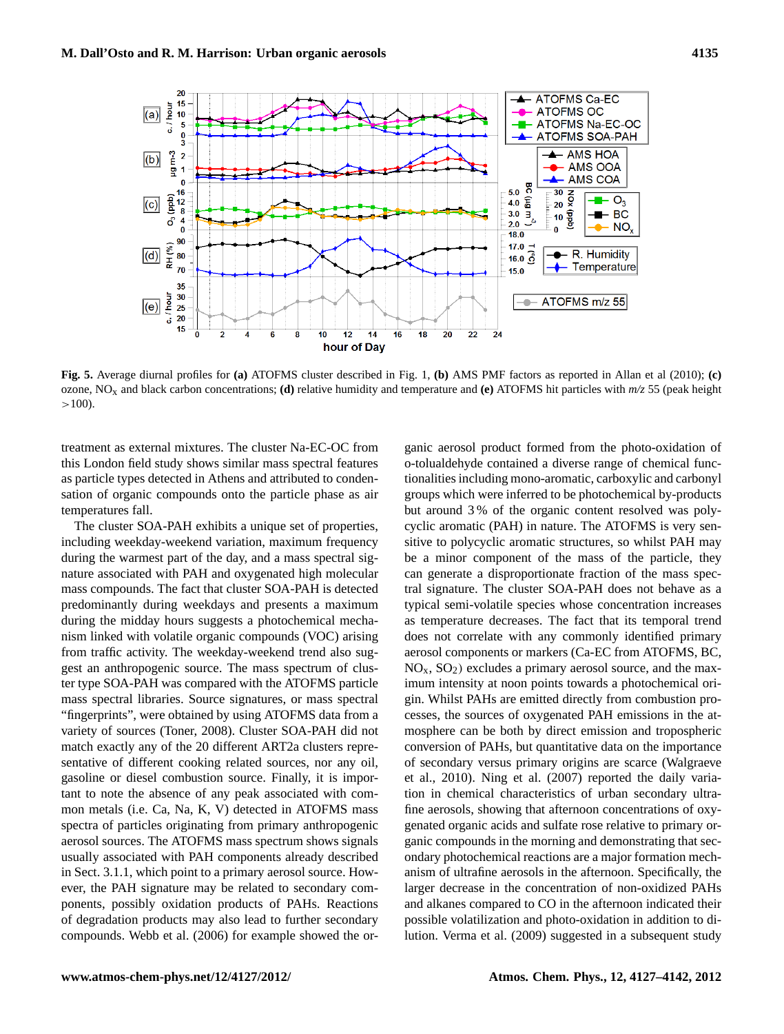**Fig. 5.** Average diurnal profiles for **(a)** ATOFMS cluster described in Fig. 1, **(b)** AMS PMF factors as reported in Allan et al (2010); **(c)** ozone, $NO_x$ and black carbon concentrations; **(d)** relative humidity and temperature and **(e)** ATOFMS hit particles with *m/z* 55 (peak height >100).

treatment as external mixtures. The cluster Na-EC-OC from this London field study shows similar mass spectral features as particle types detected in Athens and attributed to condensation of organic compounds onto the particle phase as air temperatures fall.

The cluster SOA-PAH exhibits a unique set of properties, including weekday-weekend variation, maximum frequency during the warmest part of the day, and a mass spectral signature associated with PAH and oxygenated high molecular mass compounds. The fact that cluster SOA-PAH is detected predominantly during weekdays and presents a maximum during the midday hours suggests a photochemical mechanism linked with volatile organic compounds (VOC) arising from traffic activity. The weekday-weekend trend also suggest an anthropogenic source. The mass spectrum of cluster type SOA-PAH was compared with the ATOFMS particle mass spectral libraries. Source signatures, or mass spectral "fingerprints", were obtained by using ATOFMS data from a variety of sources (Toner, 2008). Cluster SOA-PAH did not match exactly any of the 20 different ART2a clusters representative of different cooking related sources, nor any oil, gasoline or diesel combustion source. Finally, it is important to note the absence of any peak associated with common metals (i.e. Ca, Na, K, V) detected in ATOFMS mass spectra of particles originating from primary anthropogenic aerosol sources. The ATOFMS mass spectrum shows signals usually associated with PAH components already described in Sect. 3.1.1, which point to a primary aerosol source. However, the PAH signature may be related to secondary components, possibly oxidation products of PAHs. Reactions of degradation products may also lead to further secondary compounds. Webb et al. (2006) for example showed the organic aerosol product formed from the photo-oxidation of o-tolualdehyde contained a diverse range of chemical functionalities including mono-aromatic, carboxylic and carbonyl groups which were inferred to be photochemical by-products but around 3 % of the organic content resolved was polycyclic aromatic (PAH) in nature. The ATOFMS is very sensitive to polycyclic aromatic structures, so whilst PAH may be a minor component of the mass of the particle, they can generate a disproportionate fraction of the mass spectral signature. The cluster SOA-PAH does not behave as a typical semi-volatile species whose concentration increases as temperature decreases. The fact that its temporal trend does not correlate with any commonly identified primary aerosol components or markers (Ca-EC from ATOFMS, BC, $NO_x$, $SO_2$) excludes a primary aerosol source, and the maximum intensity at noon points towards a photochemical origin. Whilst PAHs are emitted directly from combustion processes, the sources of oxygenated PAH emissions in the atmosphere can be both by direct emission and tropospheric conversion of PAHs, but quantitative data on the importance of secondary versus primary origins are scarce (Walgraeve et al., 2010). Ning et al. (2007) reported the daily variation in chemical characteristics of urban secondary ultrafine aerosols, showing that afternoon concentrations of oxygenated organic acids and sulfate rose relative to primary organic compounds in the morning and demonstrating that secondary photochemical reactions are a major formation mechanism of ultrafine aerosols in the afternoon. Specifically, the larger decrease in the concentration of non-oxidized PAHs and alkanes compared to CO in the afternoon indicated their possible volatilization and photo-oxidation in addition to dilution. Verma et al. (2009) suggested in a subsequent study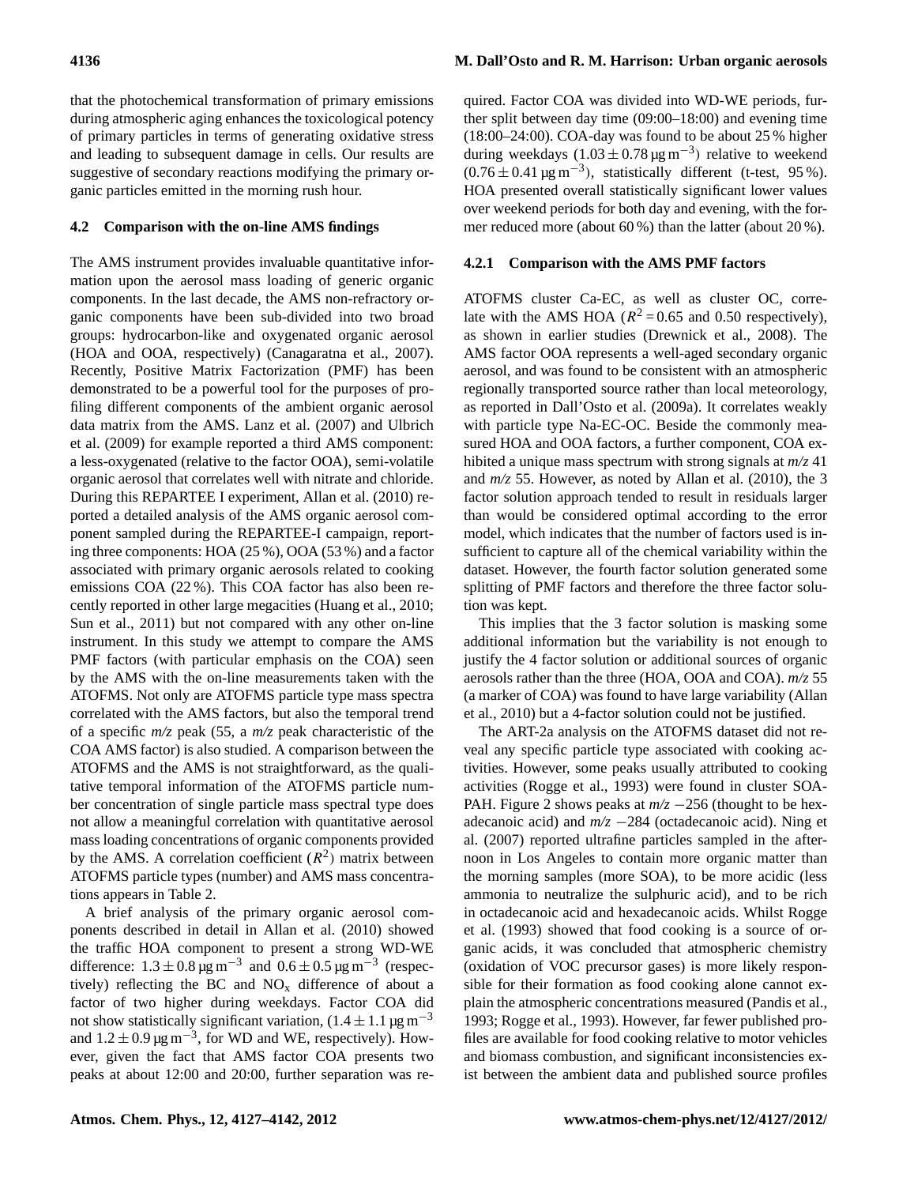that the photochemical transformation of primary emissions during atmospheric aging enhances the toxicological potency of primary particles in terms of generating oxidative stress and leading to subsequent damage in cells. Our results are suggestive of secondary reactions modifying the primary organic particles emitted in the morning rush hour.

### 4.2 Comparison with the on-line AMS findings

The AMS instrument provides invaluable quantitative information upon the aerosol mass loading of generic organic components. In the last decade, the AMS non-refractory organic components have been sub-divided into two broad groups: hydrocarbon-like and oxygenated organic aerosol (HOA and OOA, respectively) (Canagaratna et al., 2007). Recently, Positive Matrix Factorization (PMF) has been demonstrated to be a powerful tool for the purposes of profiling different components of the ambient organic aerosol data matrix from the AMS. Lanz et al. (2007) and Ulbrich et al. (2009) for example reported a third AMS component: a less-oxygenated (relative to the factor OOA), semi-volatile organic aerosol that correlates well with nitrate and chloride. During this REPARTEE I experiment, Allan et al. (2010) reported a detailed analysis of the AMS organic aerosol component sampled during the REPARTEE-I campaign, reporting three components: HOA (25 %), OOA (53 %) and a factor associated with primary organic aerosols related to cooking emissions COA (22 %). This COA factor has also been recently reported in other large megacities (Huang et al., 2010; Sun et al., 2011) but not compared with any other on-line instrument. In this study we attempt to compare the AMS PMF factors (with particular emphasis on the COA) seen by the AMS with the on-line measurements taken with the ATOFMS. Not only are ATOFMS particle type mass spectra correlated with the AMS factors, but also the temporal trend of a specific *m/z* peak (55, a *m/z* peak characteristic of the COA AMS factor) is also studied. A comparison between the ATOFMS and the AMS is not straightforward, as the qualitative temporal information of the ATOFMS particle number concentration of single particle mass spectral type does not allow a meaningful correlation with quantitative aerosol mass loading concentrations of organic components provided by the AMS. A correlation coefficient ($R^2$) matrix between ATOFMS particle types (number) and AMS mass concentrations appears in Table 2.

A brief analysis of the primary organic aerosol components described in detail in Allan et al. (2010) showed the traffic HOA component to present a strong WD-WE difference: $1.3 \pm 0.8\,\mu g\,m^{-3}$ and $0.6 \pm 0.5\,\mu g\,m^{-3}$ (respectively) reflecting the BC and $NO_x$ difference of about a factor of two higher during weekdays. Factor COA did not show statistically significant variation, ($1.4 \pm 1.1\,\mu g\,m^{-3}$ and $1.2 \pm 0.9\,\mu g\,m^{-3}$, for WD and WE, respectively). However, given the fact that AMS factor COA presents two peaks at about 12:00 and 20:00, further separation was required. Factor COA was divided into WD-WE periods, further split between day time (09:00–18:00) and evening time (18:00–24:00). COA-day was found to be about 25 % higher during weekdays ($1.03 \pm 0.78\,\mu g\,m^{-3}$) relative to weekend ($0.76 \pm 0.41\,\mu g\,m^{-3}$), statistically different (t-test, 95 %). HOA presented overall statistically significant lower values over weekend periods for both day and evening, with the former reduced more (about 60 %) than the latter (about 20 %).

#### 4.2.1 Comparison with the AMS PMF factors

ATOFMS cluster Ca-EC, as well as cluster OC, correlate with the AMS HOA ($R^2 = 0.65$ and 0.50 respectively), as shown in earlier studies (Drewnick et al., 2008). The AMS factor OOA represents a well-aged secondary organic aerosol, and was found to be consistent with an atmospheric regionally transported source rather than local meteorology, as reported in Dall'Osto et al. (2009a). It correlates weakly with particle type Na-EC-OC. Beside the commonly measured HOA and OOA factors, a further component, COA exhibited a unique mass spectrum with strong signals at *m/z* 41 and *m/z* 55. However, as noted by Allan et al. (2010), the 3 factor solution approach tended to result in residuals larger than would be considered optimal according to the error model, which indicates that the number of factors used is insufficient to capture all of the chemical variability within the dataset. However, the fourth factor solution generated some splitting of PMF factors and therefore the three factor solution was kept.

This implies that the 3 factor solution is masking some additional information but the variability is not enough to justify the 4 factor solution or additional sources of organic aerosols rather than the three (HOA, OOA and COA). *m/z* 55 (a marker of COA) was found to have large variability (Allan et al., 2010) but a 4-factor solution could not be justified.

The ART-2a analysis on the ATOFMS dataset did not reveal any specific particle type associated with cooking activities. However, some peaks usually attributed to cooking activities (Rogge et al., 1993) were found in cluster SOA-PAH. Figure 2 shows peaks at *m/z* −256 (thought to be hexadecanoic acid) and *m/z* −284 (octadecanoic acid). Ning et al. (2007) reported ultrafine particles sampled in the afternoon in Los Angeles to contain more organic matter than the morning samples (more SOA), to be more acidic (less ammonia to neutralize the sulphuric acid), and to be rich in octadecanoic acid and hexadecanoic acids. Whilst Rogge et al. (1993) showed that food cooking is a source of organic acids, it was concluded that atmospheric chemistry (oxidation of VOC precursor gases) is more likely responsible for their formation as food cooking alone cannot explain the atmospheric concentrations measured (Pandis et al., 1993; Rogge et al., 1993). However, far fewer published profiles are available for food cooking relative to motor vehicles and biomass combustion, and significant inconsistencies exist between the ambient data and published source profiles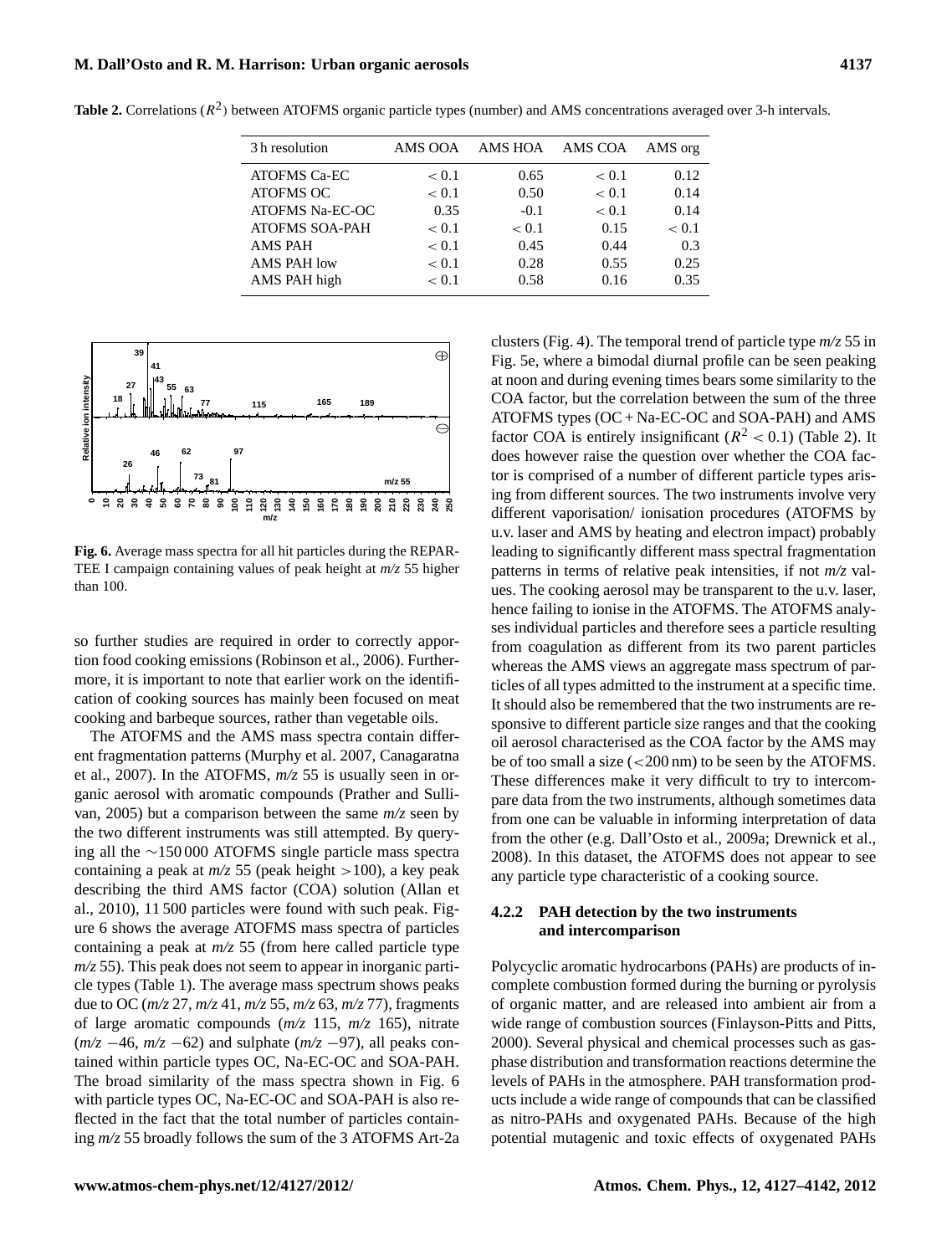**Table 2.** Correlations ($R^2$) between ATOFMS organic particle types (number) and AMS concentrations averaged over 3-h intervals.

| 3 h resolution | AMS OOA | AMS HOA | AMS COA | AMS org |
|---|---|---|---|---|
| ATOFMS Ca-EC | < 0.1 | 0.65 | < 0.1 | 0.12 |
| ATOFMS OC | < 0.1 | 0.50 | < 0.1 | 0.14 |
| ATOFMS Na-EC-OC | 0.35 | -0.1 | < 0.1 | 0.14 |
| ATOFMS SOA-PAH | < 0.1 | < 0.1 | 0.15 | < 0.1 |
| AMS PAH | < 0.1 | 0.45 | 0.44 | 0.3 |
| AMS PAH low | < 0.1 | 0.28 | 0.55 | 0.25 |
| AMS PAH high | < 0.1 | 0.58 | 0.16 | 0.35 |

Relative ion intensity
39
41
43
27
55
63
18
77
115
165
189
46
62
97
26
73
81
m/z 55
0 10 20 30 40 50 60 70 80 90 100 110 120 130 140 150 160 170 180 190 200 210 220 230 240 250
m/z

**Fig. 6.** Average mass spectra for all hit particles during the REPARTEE I campaign containing values of peak height at *m/z* 55 higher than 100.

so further studies are required in order to correctly apportion food cooking emissions (Robinson et al., 2006). Furthermore, it is important to note that earlier work on the identification of cooking sources has mainly been focused on meat cooking and barbeque sources, rather than vegetable oils.

The ATOFMS and the AMS mass spectra contain different fragmentation patterns (Murphy et al. 2007, Canagaratna et al., 2007). In the ATOFMS, *m/z* 55 is usually seen in organic aerosol with aromatic compounds (Prather and Sullivan, 2005) but a comparison between the same *m/z* seen by the two different instruments was still attempted. By querying all the ~150 000 ATOFMS single particle mass spectra containing a peak at *m/z* 55 (peak height >100), a key peak describing the third AMS factor (COA) solution (Allan et al., 2010), 11 500 particles were found with such peak. Figure 6 shows the average ATOFMS mass spectra of particles containing a peak at *m/z* 55 (from here called particle type *m/z* 55). This peak does not seem to appear in inorganic particle types (Table 1). The average mass spectrum shows peaks due to OC (*m/z* 27, *m/z* 41, *m/z* 55, *m/z* 63, *m/z* 77), fragments of large aromatic compounds (*m/z* 115, *m/z* 165), nitrate (*m/z* −46, *m/z* −62) and sulphate (*m/z* −97), all peaks contained within particle types OC, Na-EC-OC and SOA-PAH. The broad similarity of the mass spectra shown in Fig. 6 with particle types OC, Na-EC-OC and SOA-PAH is also reflected in the fact that the total number of particles containing *m/z* 55 broadly follows the sum of the 3 ATOFMS Art-2a clusters (Fig. 4). The temporal trend of particle type *m/z* 55 in Fig. 5e, where a bimodal diurnal profile can be seen peaking at noon and during evening times bears some similarity to the COA factor, but the correlation between the sum of the three ATOFMS types (OC + Na-EC-OC and SOA-PAH) and AMS factor COA is entirely insignificant ($R^2 < 0.1$) (Table 2). It does however raise the question over whether the COA factor is comprised of a number of different particle types arising from different sources. The two instruments involve very different vaporisation/ ionisation procedures (ATOFMS by u.v. laser and AMS by heating and electron impact) probably leading to significantly different mass spectral fragmentation patterns in terms of relative peak intensities, if not *m/z* values. The cooking aerosol may be transparent to the u.v. laser, hence failing to ionise in the ATOFMS. The ATOFMS analyses individual particles and therefore sees a particle resulting from coagulation as different from its two parent particles whereas the AMS views an aggregate mass spectrum of particles of all types admitted to the instrument at a specific time. It should also be remembered that the two instruments are responsive to different particle size ranges and that the cooking oil aerosol characterised as the COA factor by the AMS may be of too small a size (<200 nm) to be seen by the ATOFMS. These differences make it very difficult to try to intercompare data from the two instruments, although sometimes data from one can be valuable in informing interpretation of data from the other (e.g. Dall'Osto et al., 2009a; Drewnick et al., 2008). In this dataset, the ATOFMS does not appear to see any particle type characteristic of a cooking source.

#### 4.2.2 PAH detection by the two instruments and intercomparison

Polycyclic aromatic hydrocarbons (PAHs) are products of incomplete combustion formed during the burning or pyrolysis of organic matter, and are released into ambient air from a wide range of combustion sources (Finlayson-Pitts and Pitts, 2000). Several physical and chemical processes such as gas-phase distribution and transformation reactions determine the levels of PAHs in the atmosphere. PAH transformation products include a wide range of compounds that can be classified as nitro-PAHs and oxygenated PAHs. Because of the high potential mutagenic and toxic effects of oxygenated PAHs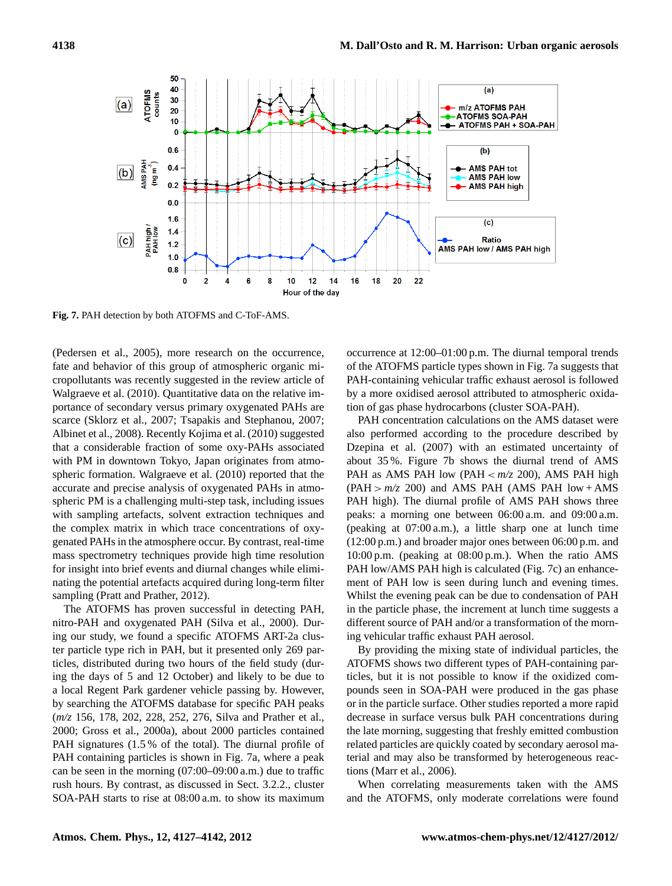**Fig. 7.** PAH detection by both ATOFMS and C-ToF-AMS.

(Pedersen et al., 2005), more research on the occurrence, fate and behavior of this group of atmospheric organic micropollutants was recently suggested in the review article of Walgraeve et al. (2010). Quantitative data on the relative importance of secondary versus primary oxygenated PAHs are scarce (Sklorz et al., 2007; Tsapakis and Stephanou, 2007; Albinet et al., 2008). Recently Kojima et al. (2010) suggested that a considerable fraction of some oxy-PAHs associated with PM in downtown Tokyo, Japan originates from atmospheric formation. Walgraeve et al. (2010) reported that the accurate and precise analysis of oxygenated PAHs in atmospheric PM is a challenging multi-step task, including issues with sampling artefacts, solvent extraction techniques and the complex matrix in which trace concentrations of oxygenated PAHs in the atmosphere occur. By contrast, real-time mass spectrometry techniques provide high time resolution for insight into brief events and diurnal changes while eliminating the potential artefacts acquired during long-term filter sampling (Pratt and Prather, 2012).

The ATOFMS has proven successful in detecting PAH, nitro-PAH and oxygenated PAH (Silva et al., 2000). During our study, we found a specific ATOFMS ART-2a cluster particle type rich in PAH, but it presented only 269 particles, distributed during two hours of the field study (during the days of 5 and 12 October) and likely to be due to a local Regent Park gardener vehicle passing by. However, by searching the ATOFMS database for specific PAH peaks (*m/z* 156, 178, 202, 228, 252, 276, Silva and Prather et al., 2000; Gross et al., 2000a), about 2000 particles contained PAH signatures (1.5 % of the total). The diurnal profile of PAH containing particles is shown in Fig. 7a, where a peak can be seen in the morning (07:00–09:00 a.m.) due to traffic rush hours. By contrast, as discussed in Sect. 3.2.2., cluster SOA-PAH starts to rise at 08:00 a.m. to show its maximum occurrence at 12:00–01:00 p.m. The diurnal temporal trends of the ATOFMS particle types shown in Fig. 7a suggests that PAH-containing vehicular traffic exhaust aerosol is followed by a more oxidised aerosol attributed to atmospheric oxidation of gas phase hydrocarbons (cluster SOA-PAH).

PAH concentration calculations on the AMS dataset were also performed according to the procedure described by Dzepina et al. (2007) with an estimated uncertainty of about 35 %. Figure 7b shows the diurnal trend of AMS PAH as AMS PAH low (PAH $<$ *m/z* 200), AMS PAH high (PAH $>$ *m/z* 200) and AMS PAH (AMS PAH low + AMS PAH high). The diurnal profile of AMS PAH shows three peaks: a morning one between 06:00 a.m. and 09:00 a.m. (peaking at 07:00 a.m.), a little sharp one at lunch time (12:00 p.m.) and broader major ones between 06:00 p.m. and 10:00 p.m. (peaking at 08:00 p.m.). When the ratio AMS PAH low/AMS PAH high is calculated (Fig. 7c) an enhancement of PAH low is seen during lunch and evening times. Whilst the evening peak can be due to condensation of PAH in the particle phase, the increment at lunch time suggests a different source of PAH and/or a transformation of the morning vehicular traffic exhaust PAH aerosol.

By providing the mixing state of individual particles, the ATOFMS shows two different types of PAH-containing particles, but it is not possible to know if the oxidized compounds seen in SOA-PAH were produced in the gas phase or in the particle surface. Other studies reported a more rapid decrease in surface versus bulk PAH concentrations during the late morning, suggesting that freshly emitted combustion related particles are quickly coated by secondary aerosol material and may also be transformed by heterogeneous reactions (Marr et al., 2006).

When correlating measurements taken with the AMS and the ATOFMS, only moderate correlations were found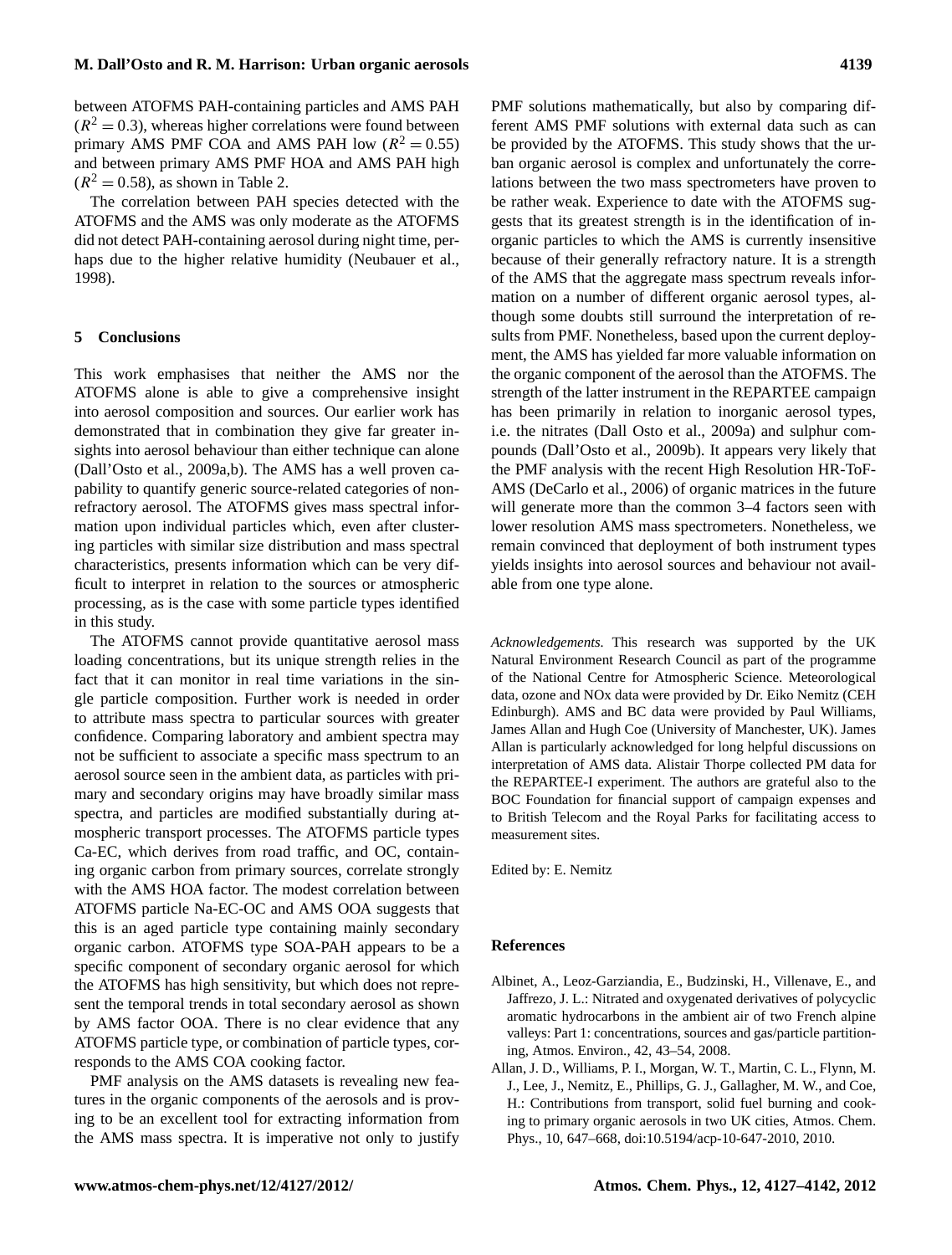between ATOFMS PAH-containing particles and AMS PAH ($R^2 = 0.3$), whereas higher correlations were found between primary AMS PMF COA and AMS PAH low ($R^2 = 0.55$) and between primary AMS PMF HOA and AMS PAH high ($R^2 = 0.58$), as shown in Table 2.

The correlation between PAH species detected with the ATOFMS and the AMS was only moderate as the ATOFMS did not detect PAH-containing aerosol during night time, perhaps due to the higher relative humidity (Neubauer et al., 1998).

## 5 Conclusions

This work emphasises that neither the AMS nor the ATOFMS alone is able to give a comprehensive insight into aerosol composition and sources. Our earlier work has demonstrated that in combination they give far greater insights into aerosol behaviour than either technique can alone (Dall'Osto et al., 2009a,b). The AMS has a well proven capability to quantify generic source-related categories of non-refractory aerosol. The ATOFMS gives mass spectral information upon individual particles which, even after clustering particles with similar size distribution and mass spectral characteristics, presents information which can be very difficult to interpret in relation to the sources or atmospheric processing, as is the case with some particle types identified in this study.

The ATOFMS cannot provide quantitative aerosol mass loading concentrations, but its unique strength relies in the fact that it can monitor in real time variations in the single particle composition. Further work is needed in order to attribute mass spectra to particular sources with greater confidence. Comparing laboratory and ambient spectra may not be sufficient to associate a specific mass spectrum to an aerosol source seen in the ambient data, as particles with primary and secondary origins may have broadly similar mass spectra, and particles are modified substantially during atmospheric transport processes. The ATOFMS particle types Ca-EC, which derives from road traffic, and OC, containing organic carbon from primary sources, correlate strongly with the AMS HOA factor. The modest correlation between ATOFMS particle Na-EC-OC and AMS OOA suggests that this is an aged particle type containing mainly secondary organic carbon. ATOFMS type SOA-PAH appears to be a specific component of secondary organic aerosol for which the ATOFMS has high sensitivity, but which does not represent the temporal trends in total secondary aerosol as shown by AMS factor OOA. There is no clear evidence that any ATOFMS particle type, or combination of particle types, corresponds to the AMS COA cooking factor.

PMF analysis on the AMS datasets is revealing new features in the organic components of the aerosols and is proving to be an excellent tool for extracting information from the AMS mass spectra. It is imperative not only to justify PMF solutions mathematically, but also by comparing different AMS PMF solutions with external data such as can be provided by the ATOFMS. This study shows that the urban organic aerosol is complex and unfortunately the correlations between the two mass spectrometers have proven to be rather weak. Experience to date with the ATOFMS suggests that its greatest strength is in the identification of inorganic particles to which the AMS is currently insensitive because of their generally refractory nature. It is a strength of the AMS that the aggregate mass spectrum reveals information on a number of different organic aerosol types, although some doubts still surround the interpretation of results from PMF. Nonetheless, based upon the current deployment, the AMS has yielded far more valuable information on the organic component of the aerosol than the ATOFMS. The strength of the latter instrument in the REPARTEE campaign has been primarily in relation to inorganic aerosol types, i.e. the nitrates (Dall Osto et al., 2009a) and sulphur compounds (Dall'Osto et al., 2009b). It appears very likely that the PMF analysis with the recent High Resolution HR-ToF-AMS (DeCarlo et al., 2006) of organic matrices in the future will generate more than the common 3–4 factors seen with lower resolution AMS mass spectrometers. Nonetheless, we remain convinced that deployment of both instrument types yields insights into aerosol sources and behaviour not available from one type alone.

*Acknowledgements.* This research was supported by the UK Natural Environment Research Council as part of the programme of the National Centre for Atmospheric Science. Meteorological data, ozone and NOx data were provided by Dr. Eiko Nemitz (CEH Edinburgh). AMS and BC data were provided by Paul Williams, James Allan and Hugh Coe (University of Manchester, UK). James Allan is particularly acknowledged for long helpful discussions on interpretation of AMS data. Alistair Thorpe collected PM data for the REPARTEE-I experiment. The authors are grateful also to the BOC Foundation for financial support of campaign expenses and to British Telecom and the Royal Parks for facilitating access to measurement sites.

Edited by: E. Nemitz

## References

Albinet, A., Leoz-Garziandia, E., Budzinski, H., Villenave, E., and Jaffrezo, J. L.: Nitrated and oxygenated derivatives of polycyclic aromatic hydrocarbons in the ambient air of two French alpine valleys: Part 1: concentrations, sources and gas/particle partitioning, Atmos. Environ., 42, 43–54, 2008.

Allan, J. D., Williams, P. I., Morgan, W. T., Martin, C. L., Flynn, M. J., Lee, J., Nemitz, E., Phillips, G. J., Gallagher, M. W., and Coe, H.: Contributions from transport, solid fuel burning and cooking to primary organic aerosols in two UK cities, Atmos. Chem. Phys., 10, 647–668, doi:10.5194/acp-10-647-2010, 2010.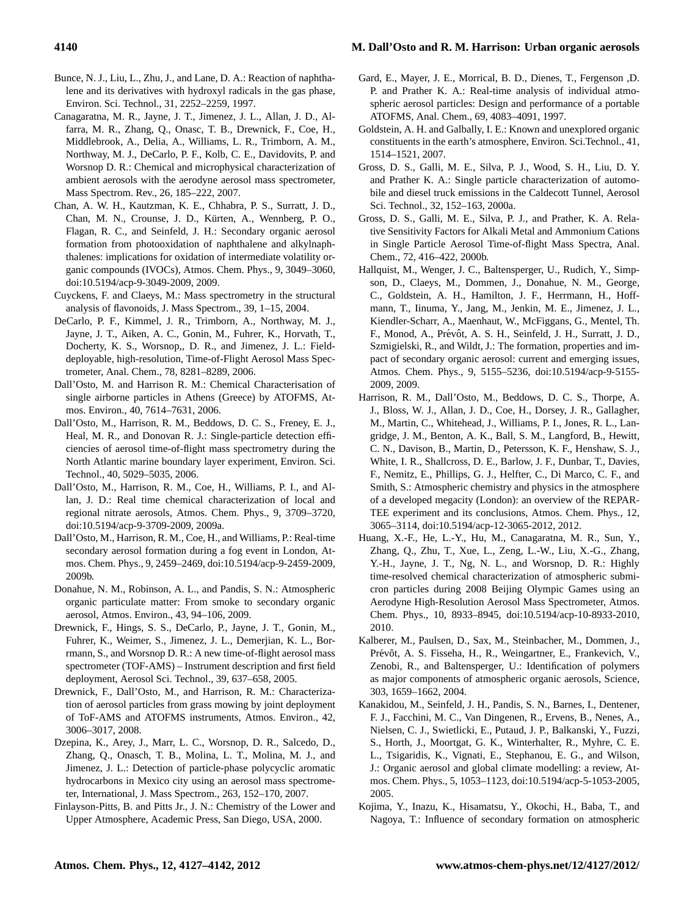Bunce, N. J., Liu, L., Zhu, J., and Lane, D. A.: Reaction of naphthalene and its derivatives with hydroxyl radicals in the gas phase, Environ. Sci. Technol., 31, 2252–2259, 1997.

Canagaratna, M. R., Jayne, J. T., Jimenez, J. L., Allan, J. D., Alfarra, M. R., Zhang, Q., Onasc, T. B., Drewnick, F., Coe, H., Middlebrook, A., Delia, A., Williams, L. R., Trimborn, A. M., Northway, M. J., DeCarlo, P. F., Kolb, C. E., Davidovits, P. and Worsnop D. R.: Chemical and microphysical characterization of ambient aerosols with the aerodyne aerosol mass spectrometer, Mass Spectrom. Rev., 26, 185–222, 2007.

Chan, A. W. H., Kautzman, K. E., Chhabra, P. S., Surratt, J. D., Chan, M. N., Crounse, J. D., Kürten, A., Wennberg, P. O., Flagan, R. C., and Seinfeld, J. H.: Secondary organic aerosol formation from photooxidation of naphthalene and alkylnaphthalenes: implications for oxidation of intermediate volatility organic compounds (IVOCs), Atmos. Chem. Phys., 9, 3049–3060, doi:10.5194/acp-9-3049-2009, 2009.

Cuyckens, F. and Claeys, M.: Mass spectrometry in the structural analysis of flavonoids, J. Mass Spectrom., 39, 1–15, 2004.

DeCarlo, P. F., Kimmel, J. R., Trimborn, A., Northway, M. J., Jayne, J. T., Aiken, A. C., Gonin, M., Fuhrer, K., Horvath, T., Docherty, K. S., Worsnop,, D. R., and Jimenez, J. L.: Field-deployable, high-resolution, Time-of-Flight Aerosol Mass Spectrometer, Anal. Chem., 78, 8281–8289, 2006.

Dall'Osto, M. and Harrison R. M.: Chemical Characterisation of single airborne particles in Athens (Greece) by ATOFMS, Atmos. Environ., 40, 7614–7631, 2006.

Dall'Osto, M., Harrison, R. M., Beddows, D. C. S., Freney, E. J., Heal, M. R., and Donovan R. J.: Single-particle detection efficiencies of aerosol time-of-flight mass spectrometry during the North Atlantic marine boundary layer experiment, Environ. Sci. Technol., 40, 5029–5035, 2006.

Dall'Osto, M., Harrison, R. M., Coe, H., Williams, P. I., and Allan, J. D.: Real time chemical characterization of local and regional nitrate aerosols, Atmos. Chem. Phys., 9, 3709–3720, doi:10.5194/acp-9-3709-2009, 2009a.

Dall'Osto, M., Harrison, R. M., Coe, H., and Williams, P.: Real-time secondary aerosol formation during a fog event in London, Atmos. Chem. Phys., 9, 2459–2469, doi:10.5194/acp-9-2459-2009, 2009b.

Donahue, N. M., Robinson, A. L., and Pandis, S. N.: Atmospheric organic particulate matter: From smoke to secondary organic aerosol, Atmos. Environ., 43, 94–106, 2009.

Drewnick, F., Hings, S. S., DeCarlo, P., Jayne, J. T., Gonin, M., Fuhrer, K., Weimer, S., Jimenez, J. L., Demerjian, K. L., Borrmann, S., and Worsnop D. R.: A new time-of-flight aerosol mass spectrometer (TOF-AMS) – Instrument description and first field deployment, Aerosol Sci. Technol., 39, 637–658, 2005.

Drewnick, F., Dall'Osto, M., and Harrison, R. M.: Characterization of aerosol particles from grass mowing by joint deployment of ToF-AMS and ATOFMS instruments, Atmos. Environ., 42, 3006–3017, 2008.

Dzepina, K., Arey, J., Marr, L. C., Worsnop, D. R., Salcedo, D., Zhang, Q., Onasch, T. B., Molina, L. T., Molina, M. J., and Jimenez, J. L.: Detection of particle-phase polycyclic aromatic hydrocarbons in Mexico city using an aerosol mass spectrometer, International, J. Mass Spectrom., 263, 152–170, 2007.

Finlayson-Pitts, B. and Pitts Jr., J. N.: Chemistry of the Lower and Upper Atmosphere, Academic Press, San Diego, USA, 2000.

Gard, E., Mayer, J. E., Morrical, B. D., Dienes, T., Fergenson ,D. P. and Prather K. A.: Real-time analysis of individual atmospheric aerosol particles: Design and performance of a portable ATOFMS, Anal. Chem., 69, 4083–4091, 1997.

Goldstein, A. H. and Galbally, I. E.: Known and unexplored organic constituents in the earth's atmosphere, Environ. Sci.Technol., 41, 1514–1521, 2007.

Gross, D. S., Galli, M. E., Silva, P. J., Wood, S. H., Liu, D. Y. and Prather K. A.: Single particle characterization of automobile and diesel truck emissions in the Caldecott Tunnel, Aerosol Sci. Technol., 32, 152–163, 2000a.

Gross, D. S., Galli, M. E., Silva, P. J., and Prather, K. A. Relative Sensitivity Factors for Alkali Metal and Ammonium Cations in Single Particle Aerosol Time-of-flight Mass Spectra, Anal. Chem., 72, 416–422, 2000b.

Hallquist, M., Wenger, J. C., Baltensperger, U., Rudich, Y., Simpson, D., Claeys, M., Dommen, J., Donahue, N. M., George, C., Goldstein, A. H., Hamilton, J. F., Herrmann, H., Hoffmann, T., Iinuma, Y., Jang, M., Jenkin, M. E., Jimenez, J. L., Kiendler-Scharr, A., Maenhaut, W., McFiggans, G., Mentel, Th. F., Monod, A., Prévôt, A. S. H., Seinfeld, J. H., Surratt, J. D., Szmigielski, R., and Wildt, J.: The formation, properties and impact of secondary organic aerosol: current and emerging issues, Atmos. Chem. Phys., 9, 5155–5236, doi:10.5194/acp-9-5155-2009, 2009.

Harrison, R. M., Dall'Osto, M., Beddows, D. C. S., Thorpe, A. J., Bloss, W. J., Allan, J. D., Coe, H., Dorsey, J. R., Gallagher, M., Martin, C., Whitehead, J., Williams, P. I., Jones, R. L., Langridge, J. M., Benton, A. K., Ball, S. M., Langford, B., Hewitt, C. N., Davison, B., Martin, D., Petersson, K. F., Henshaw, S. J., White, I. R., Shallcross, D. E., Barlow, J. F., Dunbar, T., Davies, F., Nemitz, E., Phillips, G. J., Helfter, C., Di Marco, C. F., and Smith, S.: Atmospheric chemistry and physics in the atmosphere of a developed megacity (London): an overview of the REPARTEE experiment and its conclusions, Atmos. Chem. Phys., 12, 3065–3114, doi:10.5194/acp-12-3065-2012, 2012.

Huang, X.-F., He, L.-Y., Hu, M., Canagaratna, M. R., Sun, Y., Zhang, Q., Zhu, T., Xue, L., Zeng, L.-W., Liu, X.-G., Zhang, Y.-H., Jayne, J. T., Ng, N. L., and Worsnop, D. R.: Highly time-resolved chemical characterization of atmospheric submicron particles during 2008 Beijing Olympic Games using an Aerodyne High-Resolution Aerosol Mass Spectrometer, Atmos. Chem. Phys., 10, 8933–8945, doi:10.5194/acp-10-8933-2010, 2010.

Kalberer, M., Paulsen, D., Sax, M., Steinbacher, M., Dommen, J., Prévôt, A. S. Fisseha, H., R., Weingartner, E., Frankevich, V., Zenobi, R., and Baltensperger, U.: Identification of polymers as major components of atmospheric organic aerosols, Science, 303, 1659–1662, 2004.

Kanakidou, M., Seinfeld, J. H., Pandis, S. N., Barnes, I., Dentener, F. J., Facchini, M. C., Van Dingenen, R., Ervens, B., Nenes, A., Nielsen, C. J., Swietlicki, E., Putaud, J. P., Balkanski, Y., Fuzzi, S., Horth, J., Moortgat, G. K., Winterhalter, R., Myhre, C. E. L., Tsigaridis, K., Vignati, E., Stephanou, E. G., and Wilson, J.: Organic aerosol and global climate modelling: a review, Atmos. Chem. Phys., 5, 1053–1123, doi:10.5194/acp-5-1053-2005, 2005.

Kojima, Y., Inazu, K., Hisamatsu, Y., Okochi, H., Baba, T., and Nagoya, T.: Influence of secondary formation on atmospheric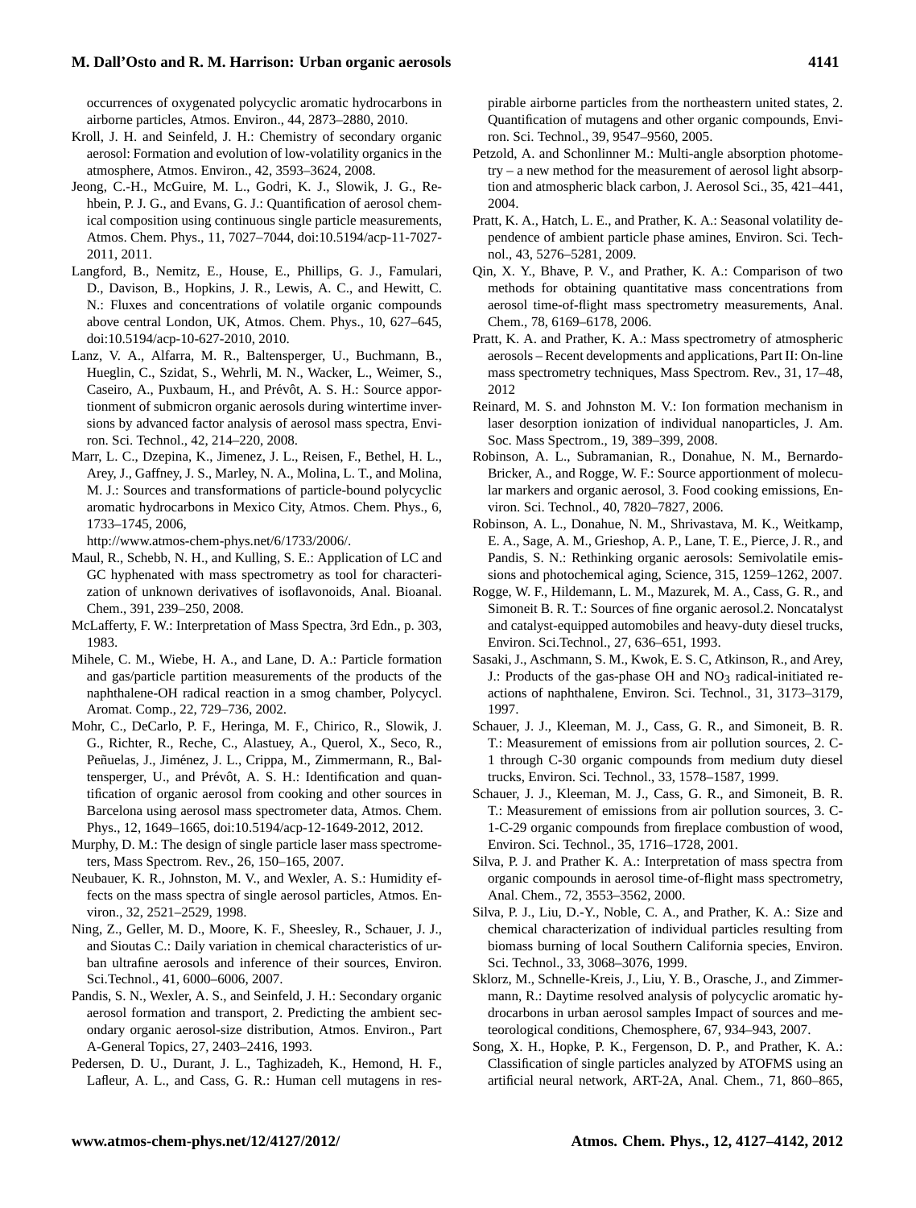occurrences of oxygenated polycyclic aromatic hydrocarbons in airborne particles, Atmos. Environ., 44, 2873–2880, 2010.

Kroll, J. H. and Seinfeld, J. H.: Chemistry of secondary organic aerosol: Formation and evolution of low-volatility organics in the atmosphere, Atmos. Environ., 42, 3593–3624, 2008.

Jeong, C.-H., McGuire, M. L., Godri, K. J., Slowik, J. G., Rehbein, P. J. G., and Evans, G. J.: Quantification of aerosol chemical composition using continuous single particle measurements, Atmos. Chem. Phys., 11, 7027–7044, doi:10.5194/acp-11-7027-2011, 2011.

Langford, B., Nemitz, E., House, E., Phillips, G. J., Famulari, D., Davison, B., Hopkins, J. R., Lewis, A. C., and Hewitt, C. N.: Fluxes and concentrations of volatile organic compounds above central London, UK, Atmos. Chem. Phys., 10, 627–645, doi:10.5194/acp-10-627-2010, 2010.

Lanz, V. A., Alfarra, M. R., Baltensperger, U., Buchmann, B., Hueglin, C., Szidat, S., Wehrli, M. N., Wacker, L., Weimer, S., Caseiro, A., Puxbaum, H., and Prévôt, A. S. H.: Source apportionment of submicron organic aerosols during wintertime inversions by advanced factor analysis of aerosol mass spectra, Environ. Sci. Technol., 42, 214–220, 2008.

Marr, L. C., Dzepina, K., Jimenez, J. L., Reisen, F., Bethel, H. L., Arey, J., Gaffney, J. S., Marley, N. A., Molina, L. T., and Molina, M. J.: Sources and transformations of particle-bound polycyclic aromatic hydrocarbons in Mexico City, Atmos. Chem. Phys., 6, 1733–1745, 2006, http://www.atmos-chem-phys.net/6/1733/2006/.

Maul, R., Schebb, N. H., and Kulling, S. E.: Application of LC and GC hyphenated with mass spectrometry as tool for characterization of unknown derivatives of isoflavonoids, Anal. Bioanal. Chem., 391, 239–250, 2008.

McLafferty, F. W.: Interpretation of Mass Spectra, 3rd Edn., p. 303, 1983.

Mihele, C. M., Wiebe, H. A., and Lane, D. A.: Particle formation and gas/particle partition measurements of the products of the naphthalene-OH radical reaction in a smog chamber, Polycycl. Aromat. Comp., 22, 729–736, 2002.

Mohr, C., DeCarlo, P. F., Heringa, M. F., Chirico, R., Slowik, J. G., Richter, R., Reche, C., Alastuey, A., Querol, X., Seco, R., Peñuelas, J., Jiménez, J. L., Crippa, M., Zimmermann, R., Baltensperger, U., and Prévôt, A. S. H.: Identification and quantification of organic aerosol from cooking and other sources in Barcelona using aerosol mass spectrometer data, Atmos. Chem. Phys., 12, 1649–1665, doi:10.5194/acp-12-1649-2012, 2012.

Murphy, D. M.: The design of single particle laser mass spectrometers, Mass Spectrom. Rev., 26, 150–165, 2007.

Neubauer, K. R., Johnston, M. V., and Wexler, A. S.: Humidity effects on the mass spectra of single aerosol particles, Atmos. Environ., 32, 2521–2529, 1998.

Ning, Z., Geller, M. D., Moore, K. F., Sheesley, R., Schauer, J. J., and Sioutas C.: Daily variation in chemical characteristics of urban ultrafine aerosols and inference of their sources, Environ. Sci.Technol., 41, 6000–6006, 2007.

Pandis, S. N., Wexler, A. S., and Seinfeld, J. H.: Secondary organic aerosol formation and transport, 2. Predicting the ambient secondary organic aerosol-size distribution, Atmos. Environ., Part A-General Topics, 27, 2403–2416, 1993.

Pedersen, D. U., Durant, J. L., Taghizadeh, K., Hemond, H. F., Lafleur, A. L., and Cass, G. R.: Human cell mutagens in respirable airborne particles from the northeastern united states, 2. Quantification of mutagens and other organic compounds, Environ. Sci. Technol., 39, 9547–9560, 2005.

Petzold, A. and Schonlinner M.: Multi-angle absorption photometry – a new method for the measurement of aerosol light absorption and atmospheric black carbon, J. Aerosol Sci., 35, 421–441, 2004.

Pratt, K. A., Hatch, L. E., and Prather, K. A.: Seasonal volatility dependence of ambient particle phase amines, Environ. Sci. Technol., 43, 5276–5281, 2009.

Qin, X. Y., Bhave, P. V., and Prather, K. A.: Comparison of two methods for obtaining quantitative mass concentrations from aerosol time-of-flight mass spectrometry measurements, Anal. Chem., 78, 6169–6178, 2006.

Pratt, K. A. and Prather, K. A.: Mass spectrometry of atmospheric aerosols – Recent developments and applications, Part II: On-line mass spectrometry techniques, Mass Spectrom. Rev., 31, 17–48, 2012

Reinard, M. S. and Johnston M. V.: Ion formation mechanism in laser desorption ionization of individual nanoparticles, J. Am. Soc. Mass Spectrom., 19, 389–399, 2008.

Robinson, A. L., Subramanian, R., Donahue, N. M., Bernardo-Bricker, A., and Rogge, W. F.: Source apportionment of molecular markers and organic aerosol, 3. Food cooking emissions, Environ. Sci. Technol., 40, 7820–7827, 2006.

Robinson, A. L., Donahue, N. M., Shrivastava, M. K., Weitkamp, E. A., Sage, A. M., Grieshop, A. P., Lane, T. E., Pierce, J. R., and Pandis, S. N.: Rethinking organic aerosols: Semivolatile emissions and photochemical aging, Science, 315, 1259–1262, 2007.

Rogge, W. F., Hildemann, L. M., Mazurek, M. A., Cass, G. R., and Simoneit B. R. T.: Sources of fine organic aerosol.2. Noncatalyst and catalyst-equipped automobiles and heavy-duty diesel trucks, Environ. Sci.Technol., 27, 636–651, 1993.

Sasaki, J., Aschmann, S. M., Kwok, E. S. C, Atkinson, R., and Arey, J.: Products of the gas-phase OH and $NO_3$ radical-initiated reactions of naphthalene, Environ. Sci. Technol., 31, 3173–3179, 1997.

Schauer, J. J., Kleeman, M. J., Cass, G. R., and Simoneit, B. R. T.: Measurement of emissions from air pollution sources, 2. C-1 through C-30 organic compounds from medium duty diesel trucks, Environ. Sci. Technol., 33, 1578–1587, 1999.

Schauer, J. J., Kleeman, M. J., Cass, G. R., and Simoneit, B. R. T.: Measurement of emissions from air pollution sources, 3. C-1-C-29 organic compounds from fireplace combustion of wood, Environ. Sci. Technol., 35, 1716–1728, 2001.

Silva, P. J. and Prather K. A.: Interpretation of mass spectra from organic compounds in aerosol time-of-flight mass spectrometry, Anal. Chem., 72, 3553–3562, 2000.

Silva, P. J., Liu, D.-Y., Noble, C. A., and Prather, K. A.: Size and chemical characterization of individual particles resulting from biomass burning of local Southern California species, Environ. Sci. Technol., 33, 3068–3076, 1999.

Sklorz, M., Schnelle-Kreis, J., Liu, Y. B., Orasche, J., and Zimmermann, R.: Daytime resolved analysis of polycyclic aromatic hydrocarbons in urban aerosol samples Impact of sources and meteorological conditions, Chemosphere, 67, 934–943, 2007.

Song, X. H., Hopke, P. K., Fergenson, D. P., and Prather, K. A.: Classification of single particles analyzed by ATOFMS using an artificial neural network, ART-2A, Anal. Chem., 71, 860–865,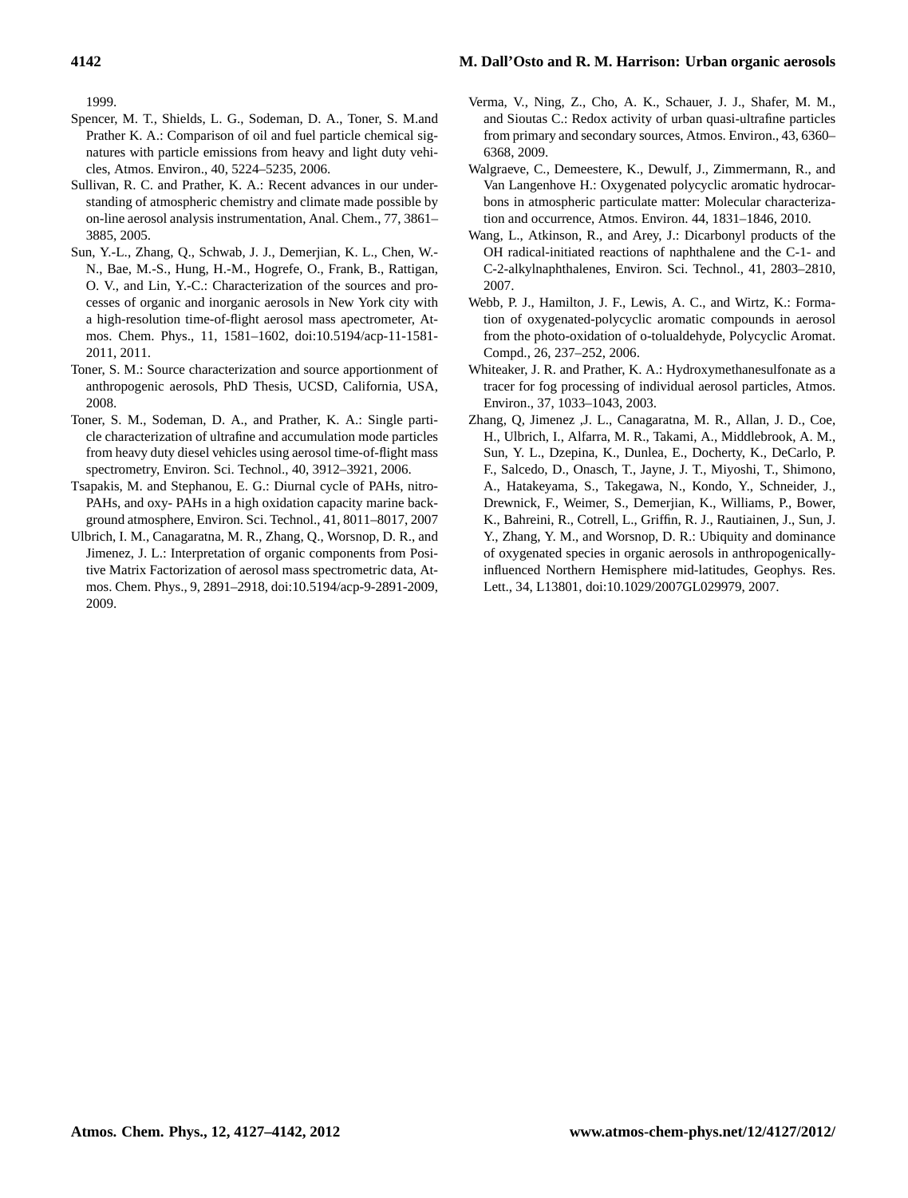1999.

Spencer, M. T., Shields, L. G., Sodeman, D. A., Toner, S. M.and Prather K. A.: Comparison of oil and fuel particle chemical signatures with particle emissions from heavy and light duty vehicles, Atmos. Environ., 40, 5224–5235, 2006.

Sullivan, R. C. and Prather, K. A.: Recent advances in our understanding of atmospheric chemistry and climate made possible by on-line aerosol analysis instrumentation, Anal. Chem., 77, 3861–3885, 2005.

Sun, Y.-L., Zhang, Q., Schwab, J. J., Demerjian, K. L., Chen, W.-N., Bae, M.-S., Hung, H.-M., Hogrefe, O., Frank, B., Rattigan, O. V., and Lin, Y.-C.: Characterization of the sources and processes of organic and inorganic aerosols in New York city with a high-resolution time-of-flight aerosol mass apectrometer, Atmos. Chem. Phys., 11, 1581–1602, doi:10.5194/acp-11-1581-2011, 2011.

Toner, S. M.: Source characterization and source apportionment of anthropogenic aerosols, PhD Thesis, UCSD, California, USA, 2008.

Toner, S. M., Sodeman, D. A., and Prather, K. A.: Single particle characterization of ultrafine and accumulation mode particles from heavy duty diesel vehicles using aerosol time-of-flight mass spectrometry, Environ. Sci. Technol., 40, 3912–3921, 2006.

Tsapakis, M. and Stephanou, E. G.: Diurnal cycle of PAHs, nitro-PAHs, and oxy- PAHs in a high oxidation capacity marine background atmosphere, Environ. Sci. Technol., 41, 8011–8017, 2007

Ulbrich, I. M., Canagaratna, M. R., Zhang, Q., Worsnop, D. R., and Jimenez, J. L.: Interpretation of organic components from Positive Matrix Factorization of aerosol mass spectrometric data, Atmos. Chem. Phys., 9, 2891–2918, doi:10.5194/acp-9-2891-2009, 2009.

Verma, V., Ning, Z., Cho, A. K., Schauer, J. J., Shafer, M. M., and Sioutas C.: Redox activity of urban quasi-ultrafine particles from primary and secondary sources, Atmos. Environ., 43, 6360–6368, 2009.

Walgraeve, C., Demeestere, K., Dewulf, J., Zimmermann, R., and Van Langenhove H.: Oxygenated polycyclic aromatic hydrocarbons in atmospheric particulate matter: Molecular characterization and occurrence, Atmos. Environ. 44, 1831–1846, 2010.

Wang, L., Atkinson, R., and Arey, J.: Dicarbonyl products of the OH radical-initiated reactions of naphthalene and the C-1- and C-2-alkylnaphthalenes, Environ. Sci. Technol., 41, 2803–2810, 2007.

Webb, P. J., Hamilton, J. F., Lewis, A. C., and Wirtz, K.: Formation of oxygenated-polycyclic aromatic compounds in aerosol from the photo-oxidation of o-tolualdehyde, Polycyclic Aromat. Compd., 26, 237–252, 2006.

Whiteaker, J. R. and Prather, K. A.: Hydroxymethanesulfonate as a tracer for fog processing of individual aerosol particles, Atmos. Environ., 37, 1033–1043, 2003.

Zhang, Q, Jimenez ,J. L., Canagaratna, M. R., Allan, J. D., Coe, H., Ulbrich, I., Alfarra, M. R., Takami, A., Middlebrook, A. M., Sun, Y. L., Dzepina, K., Dunlea, E., Docherty, K., DeCarlo, P. F., Salcedo, D., Onasch, T., Jayne, J. T., Miyoshi, T., Shimono, A., Hatakeyama, S., Takegawa, N., Kondo, Y., Schneider, J., Drewnick, F., Weimer, S., Demerjian, K., Williams, P., Bower, K., Bahreini, R., Cotrell, L., Griffin, R. J., Rautiainen, J., Sun, J. Y., Zhang, Y. M., and Worsnop, D. R.: Ubiquity and dominance of oxygenated species in organic aerosols in anthropogenically-influenced Northern Hemisphere mid-latitudes, Geophys. Res. Lett., 34, L13801, doi:10.1029/2007GL029979, 2007.